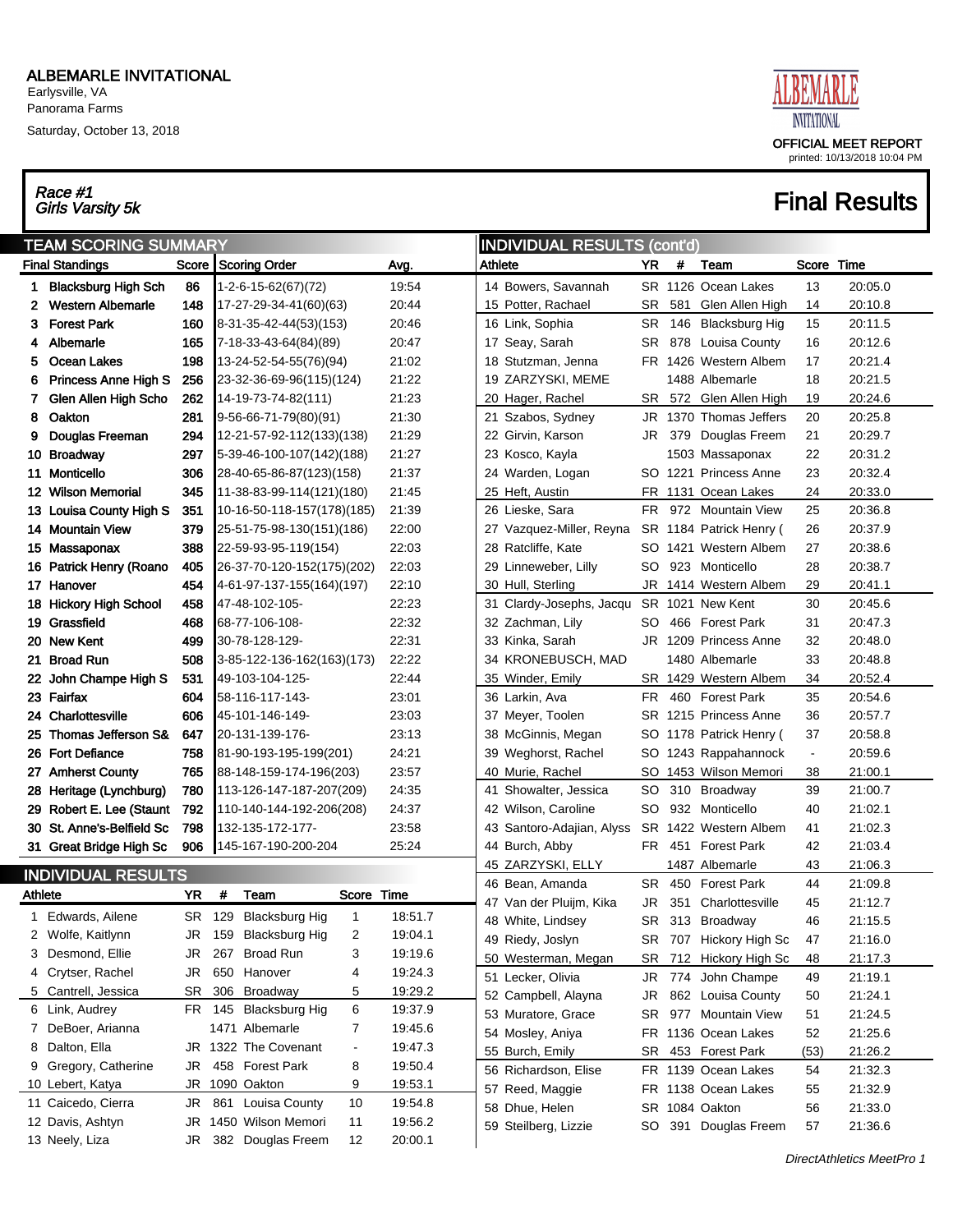# ALBEMARLE INVITATIONAL

Earlysville, VA
Panorama Farms
Saturday, October 13, 2018

OFFICIAL MEET REPORT
printed: 10/13/2018 10:04 PM

*Race #1*
*Girls Varsity 5k*

## Final Results

### TEAM SCORING SUMMARY

| Final Standings | | Score | Scoring Order | Avg. |
|---|---|---|---|---|
| 1 | Blacksburg High Sch | 86 | 1-2-6-15-62(67)(72) | 19:54 |
| 2 | Western Albemarle | 148 | 17-27-29-34-41(60)(63) | 20:44 |
| 3 | Forest Park | 160 | 8-31-35-42-44(53)(153) | 20:46 |
| 4 | Albemarle | 165 | 7-18-33-43-64(84)(89) | 20:47 |
| 5 | Ocean Lakes | 198 | 13-24-52-54-55(76)(94) | 21:02 |
| 6 | Princess Anne High S | 256 | 23-32-36-69-96(115)(124) | 21:22 |
| 7 | Glen Allen High Scho | 262 | 14-19-73-74-82(111) | 21:23 |
| 8 | Oakton | 281 | 9-56-66-71-79(80)(91) | 21:30 |
| 9 | Douglas Freeman | 294 | 12-21-57-92-112(133)(138) | 21:29 |
| 10 | Broadway | 297 | 5-39-46-100-107(142)(188) | 21:27 |
| 11 | Monticello | 306 | 28-40-65-86-87(123)(158) | 21:37 |
| 12 | Wilson Memorial | 345 | 11-38-83-99-114(121)(180) | 21:45 |
| 13 | Louisa County High S | 351 | 10-16-50-118-157(178)(185) | 21:39 |
| 14 | Mountain View | 379 | 25-51-75-98-130(151)(186) | 22:00 |
| 15 | Massaponax | 388 | 22-59-93-95-119(154) | 22:03 |
| 16 | Patrick Henry (Roano | 405 | 26-37-70-120-152(175)(202) | 22:03 |
| 17 | Hanover | 454 | 4-61-97-137-155(164)(197) | 22:10 |
| 18 | Hickory High School | 458 | 47-48-102-105- | 22:23 |
| 19 | Grassfield | 468 | 68-77-106-108- | 22:32 |
| 20 | New Kent | 499 | 30-78-128-129- | 22:31 |
| 21 | Broad Run | 508 | 3-85-122-136-162(163)(173) | 22:22 |
| 22 | John Champe High S | 531 | 49-103-104-125- | 22:44 |
| 23 | Fairfax | 604 | 58-116-117-143- | 23:01 |
| 24 | Charlottesville | 606 | 45-101-146-149- | 23:03 |
| 25 | Thomas Jefferson S& | 647 | 20-131-139-176- | 23:13 |
| 26 | Fort Defiance | 758 | 81-90-193-195-199(201) | 24:21 |
| 27 | Amherst County | 765 | 88-148-159-174-196(203) | 23:57 |
| 28 | Heritage (Lynchburg) | 780 | 113-126-147-187-207(209) | 24:35 |
| 29 | Robert E. Lee (Staunt | 792 | 110-140-144-192-206(208) | 24:37 |
| 30 | St. Anne's-Belfield Sc | 798 | 132-135-172-177- | 23:58 |
| 31 | Great Bridge High Sc | 906 | 145-167-190-200-204 | 25:24 |

### INDIVIDUAL RESULTS

| Athlete | | YR | # | Team | Score | Time |
|---|---|---|---|---|---|---|
| 1 | Edwards, Ailene | SR | 129 | Blacksburg Hig | 1 | 18:51.7 |
| 2 | Wolfe, Kaitlynn | JR | 159 | Blacksburg Hig | 2 | 19:04.1 |
| 3 | Desmond, Ellie | JR | 267 | Broad Run | 3 | 19:19.6 |
| 4 | Crytser, Rachel | JR | 650 | Hanover | 4 | 19:24.3 |
| 5 | Cantrell, Jessica | SR | 306 | Broadway | 5 | 19:29.2 |
| 6 | Link, Audrey | FR | 145 | Blacksburg Hig | 6 | 19:37.9 |
| 7 | DeBoer, Arianna | | 1471 | Albemarle | 7 | 19:45.6 |
| 8 | Dalton, Ella | JR | 1322 | The Covenant | - | 19:47.3 |
| 9 | Gregory, Catherine | JR | 458 | Forest Park | 8 | 19:50.4 |
| 10 | Lebert, Katya | JR | 1090 | Oakton | 9 | 19:53.1 |
| 11 | Caicedo, Cierra | JR | 861 | Louisa County | 10 | 19:54.8 |
| 12 | Davis, Ashtyn | JR | 1450 | Wilson Memori | 11 | 19:56.2 |
| 13 | Neely, Liza | JR | 382 | Douglas Freem | 12 | 20:00.1 |
| 14 | Bowers, Savannah | SR | 1126 | Ocean Lakes | 13 | 20:05.0 |
| 15 | Potter, Rachael | SR | 581 | Glen Allen High | 14 | 20:10.8 |
| 16 | Link, Sophia | SR | 146 | Blacksburg Hig | 15 | 20:11.5 |
| 17 | Seay, Sarah | SR | 878 | Louisa County | 16 | 20:12.6 |
| 18 | Stutzman, Jenna | FR | 1426 | Western Albem | 17 | 20:21.4 |
| 19 | ZARZYSKI, MEME | | 1488 | Albemarle | 18 | 20:21.5 |
| 20 | Hager, Rachel | SR | 572 | Glen Allen High | 19 | 20:24.6 |
| 21 | Szabos, Sydney | JR | 1370 | Thomas Jeffers | 20 | 20:25.8 |
| 22 | Girvin, Karson | JR | 379 | Douglas Freem | 21 | 20:29.7 |
| 23 | Kosco, Kayla | | 1503 | Massaponax | 22 | 20:31.2 |
| 24 | Warden, Logan | SO | 1221 | Princess Anne | 23 | 20:32.4 |
| 25 | Heft, Austin | FR | 1131 | Ocean Lakes | 24 | 20:33.0 |
| 26 | Lieske, Sara | FR | 972 | Mountain View | 25 | 20:36.8 |
| 27 | Vazquez-Miller, Reyna | SR | 1184 | Patrick Henry ( | 26 | 20:37.9 |
| 28 | Ratcliffe, Kate | SO | 1421 | Western Albem | 27 | 20:38.6 |
| 29 | Linneweber, Lilly | SO | 923 | Monticello | 28 | 20:38.7 |
| 30 | Hull, Sterling | JR | 1414 | Western Albem | 29 | 20:41.1 |
| 31 | Clardy-Josephs, Jacqu | SR | 1021 | New Kent | 30 | 20:45.6 |
| 32 | Zachman, Lily | SO | 466 | Forest Park | 31 | 20:47.3 |
| 33 | Kinka, Sarah | JR | 1209 | Princess Anne | 32 | 20:48.0 |
| 34 | KRONEBUSCH, MAD | | 1480 | Albemarle | 33 | 20:48.8 |
| 35 | Winder, Emily | SR | 1429 | Western Albem | 34 | 20:52.4 |
| 36 | Larkin, Ava | FR | 460 | Forest Park | 35 | 20:54.6 |
| 37 | Meyer, Toolen | SR | 1215 | Princess Anne | 36 | 20:57.7 |
| 38 | McGinnis, Megan | SO | 1178 | Patrick Henry ( | 37 | 20:58.8 |
| 39 | Weghorst, Rachel | SO | 1243 | Rappahannock | - | 20:59.6 |
| 40 | Murie, Rachel | SO | 1453 | Wilson Memori | 38 | 21:00.1 |
| 41 | Showalter, Jessica | SO | 310 | Broadway | 39 | 21:00.7 |
| 42 | Wilson, Caroline | SO | 932 | Monticello | 40 | 21:02.1 |
| 43 | Santoro-Adajian, Alyss | SR | 1422 | Western Albem | 41 | 21:02.3 |
| 44 | Burch, Abby | FR | 451 | Forest Park | 42 | 21:03.4 |
| 45 | ZARZYSKI, ELLY | | 1487 | Albemarle | 43 | 21:06.3 |
| 46 | Bean, Amanda | SR | 450 | Forest Park | 44 | 21:09.8 |
| 47 | Van der Pluijm, Kika | JR | 351 | Charlottesville | 45 | 21:12.7 |
| 48 | White, Lindsey | SR | 313 | Broadway | 46 | 21:15.5 |
| 49 | Riedy, Joslyn | SR | 707 | Hickory High Sc | 47 | 21:16.0 |
| 50 | Westerman, Megan | SR | 712 | Hickory High Sc | 48 | 21:17.3 |
| 51 | Lecker, Olivia | JR | 774 | John Champe | 49 | 21:19.1 |
| 52 | Campbell, Alayna | JR | 862 | Louisa County | 50 | 21:24.1 |
| 53 | Muratore, Grace | SR | 977 | Mountain View | 51 | 21:24.5 |
| 54 | Mosley, Aniya | FR | 1136 | Ocean Lakes | 52 | 21:25.6 |
| 55 | Burch, Emily | SR | 453 | Forest Park | (53) | 21:26.2 |
| 56 | Richardson, Elise | FR | 1139 | Ocean Lakes | 54 | 21:32.3 |
| 57 | Reed, Maggie | FR | 1138 | Ocean Lakes | 55 | 21:32.9 |
| 58 | Dhue, Helen | SR | 1084 | Oakton | 56 | 21:33.0 |
| 59 | Steilberg, Lizzie | SO | 391 | Douglas Freem | 57 | 21:36.6 |

*DirectAthletics MeetPro 1*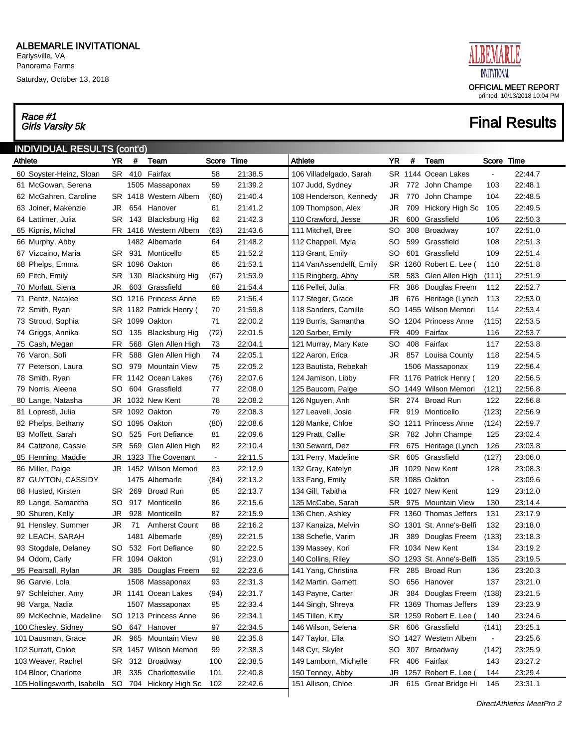# ALBEMARLE INVITATIONAL

Earlysville, VA
Panorama Farms
Saturday, October 13, 2018

OFFICIAL MEET REPORT
printed: 10/13/2018 10:04 PM

## Race #1 Girls Varsity 5k

## Final Results

### INDIVIDUAL RESULTS (cont'd)

| Athlete | YR | # | Team | Score | Time |
|---|---|---|---|---|---|
| 60 Soyster-Heinz, Sloan | SR | 410 | Fairfax | 58 | 21:38.5 |
| 61 McGowan, Serena | | 1505 | Massaponax | 59 | 21:39.2 |
| 62 McGahren, Caroline | SR | 1418 | Western Albem | (60) | 21:40.4 |
| 63 Joiner, Makenzie | JR | 654 | Hanover | 61 | 21:41.2 |
| 64 Lattimer, Julia | SR | 143 | Blacksburg Hig | 62 | 21:42.3 |
| 65 Kipnis, Michal | FR | 1416 | Western Albem | (63) | 21:43.6 |
| 66 Murphy, Abby | | 1482 | Albemarle | 64 | 21:48.2 |
| 67 Vizcaino, Maria | SR | 931 | Monticello | 65 | 21:52.2 |
| 68 Phelps, Emma | SR | 1096 | Oakton | 66 | 21:53.1 |
| 69 Fitch, Emily | SR | 130 | Blacksburg Hig | (67) | 21:53.9 |
| 70 Morlatt, Siena | JR | 603 | Grassfield | 68 | 21:54.4 |
| 71 Pentz, Natalee | SO | 1216 | Princess Anne | 69 | 21:56.4 |
| 72 Smith, Ryan | SR | 1182 | Patrick Henry ( | 70 | 21:59.8 |
| 73 Stroud, Sophia | SR | 1099 | Oakton | 71 | 22:00.2 |
| 74 Griggs, Annika | SO | 135 | Blacksburg Hig | (72) | 22:01.5 |
| 75 Cash, Megan | FR | 568 | Glen Allen High | 73 | 22:04.1 |
| 76 Varon, Sofi | FR | 588 | Glen Allen High | 74 | 22:05.1 |
| 77 Peterson, Laura | SO | 979 | Mountain View | 75 | 22:05.2 |
| 78 Smith, Ryan | FR | 1142 | Ocean Lakes | (76) | 22:07.6 |
| 79 Norris, Aleena | SO | 604 | Grassfield | 77 | 22:08.0 |
| 80 Lange, Natasha | JR | 1032 | New Kent | 78 | 22:08.2 |
| 81 Lopresti, Julia | SR | 1092 | Oakton | 79 | 22:08.3 |
| 82 Phelps, Bethany | SO | 1095 | Oakton | (80) | 22:08.6 |
| 83 Moffett, Sarah | SO | 525 | Fort Defiance | 81 | 22:09.6 |
| 84 Catizone, Cassie | SR | 569 | Glen Allen High | 82 | 22:10.4 |
| 85 Henning, Maddie | JR | 1323 | The Covenant | - | 22:11.5 |
| 86 Miller, Paige | JR | 1452 | Wilson Memori | 83 | 22:12.9 |
| 87 GUYTON, CASSIDY | | 1475 | Albemarle | (84) | 22:13.2 |
| 88 Husted, Kirsten | SR | 269 | Broad Run | 85 | 22:13.7 |
| 89 Lange, Samantha | SO | 917 | Monticello | 86 | 22:15.6 |
| 90 Shuren, Kelly | JR | 928 | Monticello | 87 | 22:15.9 |
| 91 Hensley, Summer | JR | 71 | Amherst Count | 88 | 22:16.2 |
| 92 LEACH, SARAH | | 1481 | Albemarle | (89) | 22:21.5 |
| 93 Stogdale, Delaney | SO | 532 | Fort Defiance | 90 | 22:22.5 |
| 94 Odom, Carly | FR | 1094 | Oakton | (91) | 22:23.0 |
| 95 Pearsall, Rylan | JR | 385 | Douglas Freem | 92 | 22:23.6 |
| 96 Garvie, Lola | | 1508 | Massaponax | 93 | 22:31.3 |
| 97 Schleicher, Amy | JR | 1141 | Ocean Lakes | (94) | 22:31.7 |
| 98 Varga, Nadia | | 1507 | Massaponax | 95 | 22:33.4 |
| 99 McKechnie, Madeline | SO | 1213 | Princess Anne | 96 | 22:34.1 |
| 100 Chesley, Sidney | SO | 647 | Hanover | 97 | 22:34.5 |
| 101 Dausman, Grace | JR | 965 | Mountain View | 98 | 22:35.8 |
| 102 Surratt, Chloe | SR | 1457 | Wilson Memori | 99 | 22:38.3 |
| 103 Weaver, Rachel | SR | 312 | Broadway | 100 | 22:38.5 |
| 104 Bloor, Charlotte | JR | 335 | Charlottesville | 101 | 22:40.8 |
| 105 Hollingsworth, Isabella | SO | 704 | Hickory High Sc | 102 | 22:42.6 |
| 106 Villadelgado, Sarah | SR | 1144 | Ocean Lakes | - | 22:44.7 |
| 107 Judd, Sydney | JR | 772 | John Champe | 103 | 22:48.1 |
| 108 Henderson, Kennedy | JR | 770 | John Champe | 104 | 22:48.5 |
| 109 Thompson, Alex | JR | 709 | Hickory High Sc | 105 | 22:49.5 |
| 110 Crawford, Jesse | JR | 600 | Grassfield | 106 | 22:50.3 |
| 111 Mitchell, Bree | SO | 308 | Broadway | 107 | 22:51.0 |
| 112 Chappell, Myla | SO | 599 | Grassfield | 108 | 22:51.3 |
| 113 Grant, Emily | SO | 601 | Grassfield | 109 | 22:51.4 |
| 114 VanAssendelft, Emily | SR | 1260 | Robert E. Lee ( | 110 | 22:51.8 |
| 115 Ringberg, Abby | SR | 583 | Glen Allen High | (111) | 22:51.9 |
| 116 Pellei, Julia | FR | 386 | Douglas Freem | 112 | 22:52.7 |
| 117 Steger, Grace | JR | 676 | Heritage (Lynch | 113 | 22:53.0 |
| 118 Sanders, Camille | SO | 1455 | Wilson Memori | 114 | 22:53.4 |
| 119 Burris, Samantha | SO | 1204 | Princess Anne | (115) | 22:53.5 |
| 120 Sarber, Emily | FR | 409 | Fairfax | 116 | 22:53.7 |
| 121 Murray, Mary Kate | SO | 408 | Fairfax | 117 | 22:53.8 |
| 122 Aaron, Erica | JR | 857 | Louisa County | 118 | 22:54.5 |
| 123 Bautista, Rebekah | | 1506 | Massaponax | 119 | 22:56.4 |
| 124 Jamison, Libby | FR | 1176 | Patrick Henry ( | 120 | 22:56.5 |
| 125 Baucom, Paige | SO | 1449 | Wilson Memori | (121) | 22:56.8 |
| 126 Nguyen, Anh | SR | 274 | Broad Run | 122 | 22:56.8 |
| 127 Leavell, Josie | FR | 919 | Monticello | (123) | 22:56.9 |
| 128 Manke, Chloe | SO | 1211 | Princess Anne | (124) | 22:59.7 |
| 129 Pratt, Callie | SR | 782 | John Champe | 125 | 23:02.4 |
| 130 Seward, Dez | FR | 675 | Heritage (Lynch | 126 | 23:03.8 |
| 131 Perry, Madeline | SR | 605 | Grassfield | (127) | 23:06.0 |
| 132 Gray, Katelyn | JR | 1029 | New Kent | 128 | 23:08.3 |
| 133 Fang, Emily | SR | 1085 | Oakton | - | 23:09.6 |
| 134 Gill, Tabitha | FR | 1027 | New Kent | 129 | 23:12.0 |
| 135 McCabe, Sarah | SR | 975 | Mountain View | 130 | 23:14.4 |
| 136 Chen, Ashley | FR | 1360 | Thomas Jeffers | 131 | 23:17.9 |
| 137 Kanaiza, Melvin | SO | 1301 | St. Anne's-Belfi | 132 | 23:18.0 |
| 138 Schefle, Varim | JR | 389 | Douglas Freem | (133) | 23:18.3 |
| 139 Massey, Kori | FR | 1034 | New Kent | 134 | 23:19.2 |
| 140 Collins, Riley | SO | 1293 | St. Anne's-Belfi | 135 | 23:19.5 |
| 141 Yang, Christina | FR | 285 | Broad Run | 136 | 23:20.3 |
| 142 Martin, Garnett | SO | 656 | Hanover | 137 | 23:21.0 |
| 143 Payne, Carter | JR | 384 | Douglas Freem | (138) | 23:21.5 |
| 144 Singh, Shreya | FR | 1369 | Thomas Jeffers | 139 | 23:23.9 |
| 145 Tillen, Kitty | SR | 1259 | Robert E. Lee ( | 140 | 23:24.6 |
| 146 Wilson, Selena | SR | 606 | Grassfield | (141) | 23:25.1 |
| 147 Taylor, Ella | SO | 1427 | Western Albem | - | 23:25.6 |
| 148 Cyr, Skyler | SO | 307 | Broadway | (142) | 23:25.9 |
| 149 Lamborn, Michelle | FR | 406 | Fairfax | 143 | 23:27.2 |
| 150 Tenney, Abby | JR | 1257 | Robert E. Lee ( | 144 | 23:29.4 |
| 151 Allison, Chloe | JR | 615 | Great Bridge Hi | 145 | 23:31.1 |

DirectAthletics MeetPro 2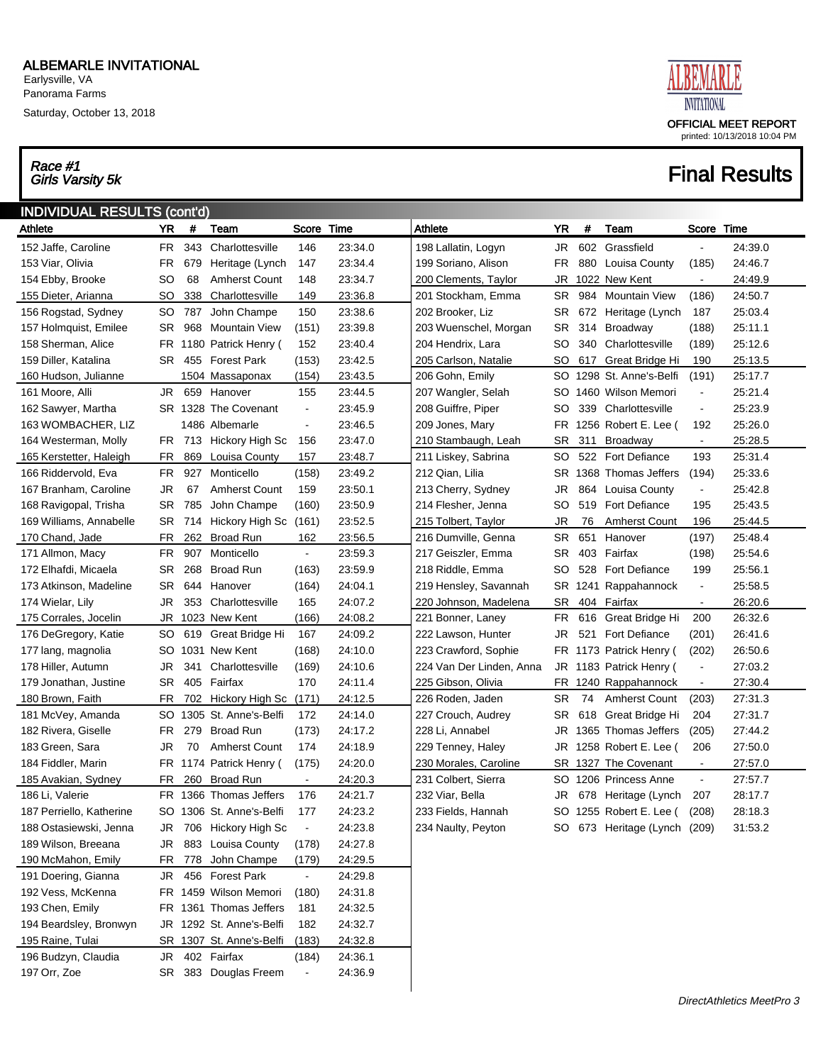# ALBEMARLE INVITATIONAL

Earlysville, VA
Panorama Farms
Saturday, October 13, 2018

OFFICIAL MEET REPORT
printed: 10/13/2018 10:04 PM

*Race #1*
*Girls Varsity 5k*

## Final Results

### INDIVIDUAL RESULTS (cont'd)

| Athlete | YR | # | Team | Score | Time |
|---|---|---|---|---|---|
| 152 Jaffe, Caroline | FR | 343 | Charlottesville | 146 | 23:34.0 |
| 153 Viar, Olivia | FR | 679 | Heritage (Lynch | 147 | 23:34.4 |
| 154 Ebby, Brooke | SO | 68 | Amherst Count | 148 | 23:34.7 |
| 155 Dieter, Arianna | SO | 338 | Charlottesville | 149 | 23:36.8 |
| 156 Rogstad, Sydney | SO | 787 | John Champe | 150 | 23:38.6 |
| 157 Holmquist, Emilee | SR | 968 | Mountain View | (151) | 23:39.8 |
| 158 Sherman, Alice | FR | 1180 | Patrick Henry ( | 152 | 23:40.4 |
| 159 Diller, Katalina | SR | 455 | Forest Park | (153) | 23:42.5 |
| 160 Hudson, Julianne | | 1504 | Massaponax | (154) | 23:43.5 |
| 161 Moore, Alli | JR | 659 | Hanover | 155 | 23:44.5 |
| 162 Sawyer, Martha | SR | 1328 | The Covenant | - | 23:45.9 |
| 163 WOMBACHER, LIZ | | 1486 | Albemarle | - | 23:46.5 |
| 164 Westerman, Molly | FR | 713 | Hickory High Sc | 156 | 23:47.0 |
| 165 Kerstetter, Haleigh | FR | 869 | Louisa County | 157 | 23:48.7 |
| 166 Riddervold, Eva | FR | 927 | Monticello | (158) | 23:49.2 |
| 167 Branham, Caroline | JR | 67 | Amherst Count | 159 | 23:50.1 |
| 168 Ravigopal, Trisha | SR | 785 | John Champe | (160) | 23:50.9 |
| 169 Williams, Annabelle | SR | 714 | Hickory High Sc | (161) | 23:52.5 |
| 170 Chand, Jade | FR | 262 | Broad Run | 162 | 23:56.5 |
| 171 Allmon, Macy | FR | 907 | Monticello | - | 23:59.3 |
| 172 Elhafdi, Micaela | SR | 268 | Broad Run | (163) | 23:59.9 |
| 173 Atkinson, Madeline | SR | 644 | Hanover | (164) | 24:04.1 |
| 174 Wielar, Lily | JR | 353 | Charlottesville | 165 | 24:07.2 |
| 175 Corrales, Jocelin | JR | 1023 | New Kent | (166) | 24:08.2 |
| 176 DeGregory, Katie | SO | 619 | Great Bridge Hi | 167 | 24:09.2 |
| 177 lang, magnolia | SO | 1031 | New Kent | (168) | 24:10.0 |
| 178 Hiller, Autumn | JR | 341 | Charlottesville | (169) | 24:10.6 |
| 179 Jonathan, Justine | SR | 405 | Fairfax | 170 | 24:11.4 |
| 180 Brown, Faith | FR | 702 | Hickory High Sc | (171) | 24:12.5 |
| 181 McVey, Amanda | SO | 1305 | St. Anne's-Belfi | 172 | 24:14.0 |
| 182 Rivera, Giselle | FR | 279 | Broad Run | (173) | 24:17.2 |
| 183 Green, Sara | JR | 70 | Amherst Count | 174 | 24:18.9 |
| 184 Fiddler, Marin | FR | 1174 | Patrick Henry ( | (175) | 24:20.0 |
| 185 Avakian, Sydney | FR | 260 | Broad Run | - | 24:20.3 |
| 186 Li, Valerie | FR | 1366 | Thomas Jeffers | 176 | 24:21.7 |
| 187 Perriello, Katherine | SO | 1306 | St. Anne's-Belfi | 177 | 24:23.2 |
| 188 Ostasiewski, Jenna | JR | 706 | Hickory High Sc | - | 24:23.8 |
| 189 Wilson, Breeana | JR | 883 | Louisa County | (178) | 24:27.8 |
| 190 McMahon, Emily | FR | 778 | John Champe | (179) | 24:29.5 |
| 191 Doering, Gianna | JR | 456 | Forest Park | - | 24:29.8 |
| 192 Vess, McKenna | FR | 1459 | Wilson Memori | (180) | 24:31.8 |
| 193 Chen, Emily | FR | 1361 | Thomas Jeffers | 181 | 24:32.5 |
| 194 Beardsley, Bronwyn | JR | 1292 | St. Anne's-Belfi | 182 | 24:32.7 |
| 195 Raine, Tulai | SR | 1307 | St. Anne's-Belfi | (183) | 24:32.8 |
| 196 Budzyn, Claudia | JR | 402 | Fairfax | (184) | 24:36.1 |
| 197 Orr, Zoe | SR | 383 | Douglas Freem | - | 24:36.9 |
| 198 Lallatin, Logyn | JR | 602 | Grassfield | - | 24:39.0 |
| 199 Soriano, Alison | FR | 880 | Louisa County | (185) | 24:46.7 |
| 200 Clements, Taylor | JR | 1022 | New Kent | - | 24:49.9 |
| 201 Stockham, Emma | SR | 984 | Mountain View | (186) | 24:50.7 |
| 202 Brooker, Liz | SR | 672 | Heritage (Lynch | 187 | 25:03.4 |
| 203 Wuenschel, Morgan | SR | 314 | Broadway | (188) | 25:11.1 |
| 204 Hendrix, Lara | SO | 340 | Charlottesville | (189) | 25:12.6 |
| 205 Carlson, Natalie | SO | 617 | Great Bridge Hi | 190 | 25:13.5 |
| 206 Gohn, Emily | SO | 1298 | St. Anne's-Belfi | (191) | 25:17.7 |
| 207 Wangler, Selah | SO | 1460 | Wilson Memori | - | 25:21.4 |
| 208 Guiffre, Piper | SO | 339 | Charlottesville | - | 25:23.9 |
| 209 Jones, Mary | FR | 1256 | Robert E. Lee ( | 192 | 25:26.0 |
| 210 Stambaugh, Leah | SR | 311 | Broadway | - | 25:28.5 |
| 211 Liskey, Sabrina | SO | 522 | Fort Defiance | 193 | 25:31.4 |
| 212 Qian, Lilia | SR | 1368 | Thomas Jeffers | (194) | 25:33.6 |
| 213 Cherry, Sydney | JR | 864 | Louisa County | - | 25:42.8 |
| 214 Flesher, Jenna | SO | 519 | Fort Defiance | 195 | 25:43.5 |
| 215 Tolbert, Taylor | JR | 76 | Amherst Count | 196 | 25:44.5 |
| 216 Dumville, Genna | SR | 651 | Hanover | (197) | 25:48.4 |
| 217 Geiszler, Emma | SR | 403 | Fairfax | (198) | 25:54.6 |
| 218 Riddle, Emma | SO | 528 | Fort Defiance | 199 | 25:56.1 |
| 219 Hensley, Savannah | SR | 1241 | Rappahannock | - | 25:58.5 |
| 220 Johnson, Madelena | SR | 404 | Fairfax | - | 26:20.6 |
| 221 Bonner, Laney | FR | 616 | Great Bridge Hi | 200 | 26:32.6 |
| 222 Lawson, Hunter | JR | 521 | Fort Defiance | (201) | 26:41.6 |
| 223 Crawford, Sophie | FR | 1173 | Patrick Henry ( | (202) | 26:50.6 |
| 224 Van Der Linden, Anna | JR | 1183 | Patrick Henry ( | - | 27:03.2 |
| 225 Gibson, Olivia | FR | 1240 | Rappahannock | - | 27:30.4 |
| 226 Roden, Jaden | SR | 74 | Amherst Count | (203) | 27:31.3 |
| 227 Crouch, Audrey | SR | 618 | Great Bridge Hi | 204 | 27:31.7 |
| 228 Li, Annabel | JR | 1365 | Thomas Jeffers | (205) | 27:44.2 |
| 229 Tenney, Haley | JR | 1258 | Robert E. Lee ( | 206 | 27:50.0 |
| 230 Morales, Caroline | SR | 1327 | The Covenant | - | 27:57.0 |
| 231 Colbert, Sierra | SO | 1206 | Princess Anne | - | 27:57.7 |
| 232 Viar, Bella | JR | 678 | Heritage (Lynch | 207 | 28:17.7 |
| 233 Fields, Hannah | SO | 1255 | Robert E. Lee ( | (208) | 28:18.3 |
| 234 Naulty, Peyton | SO | 673 | Heritage (Lynch | (209) | 31:53.2 |

DirectAthletics MeetPro 3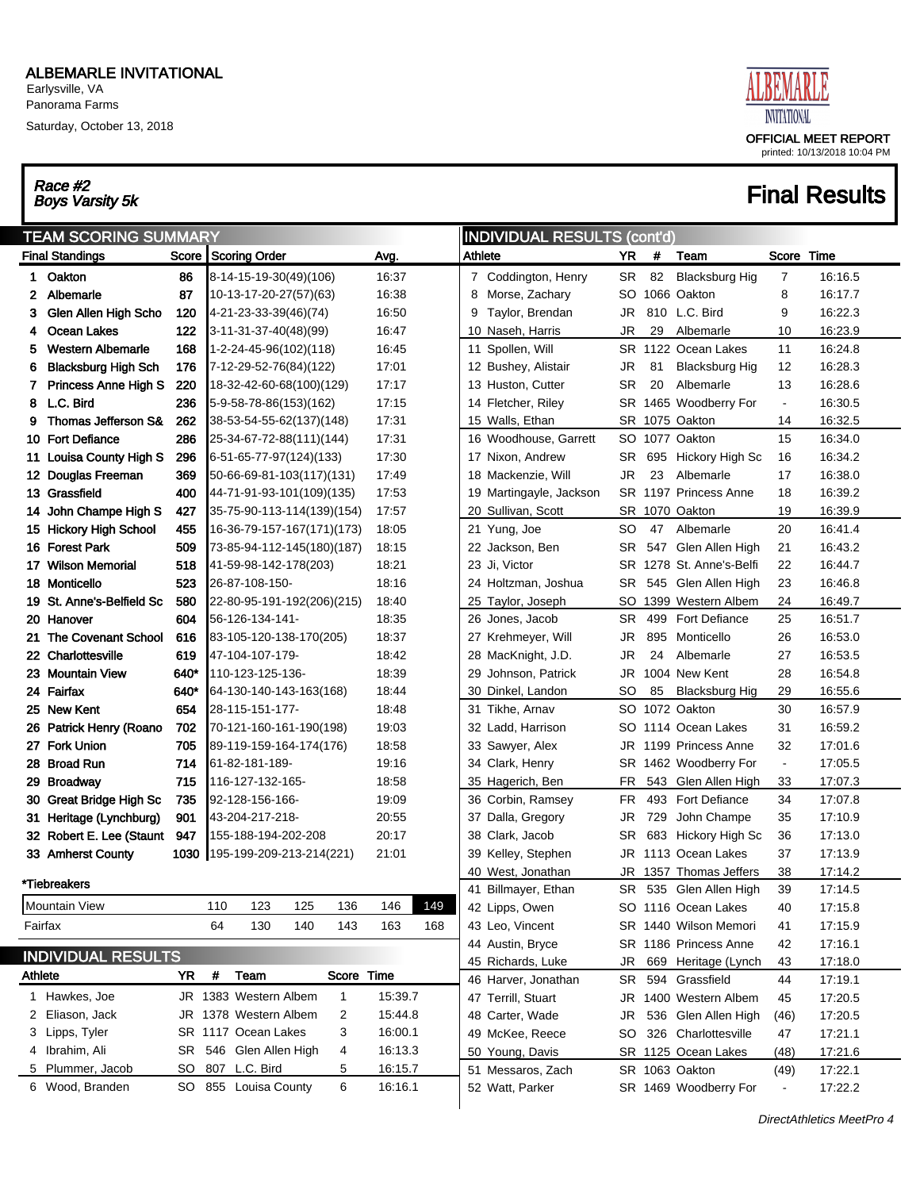# ALBEMARLE INVITATIONAL

Earlysville, VA
Panorama Farms
Saturday, October 13, 2018

OFFICIAL MEET REPORT
printed: 10/13/2018 10:04 PM

## Race #2
## Boys Varsity 5k

# Final Results

### TEAM SCORING SUMMARY

| Final Standings | | Score | Scoring Order | Avg. |
|---|---|---|---|---|
| 1 | Oakton | 86 | 8-14-15-19-30(49)(106) | 16:37 |
| 2 | Albemarle | 87 | 10-13-17-20-27(57)(63) | 16:38 |
| 3 | Glen Allen High Scho | 120 | 4-21-23-33-39(46)(74) | 16:50 |
| 4 | Ocean Lakes | 122 | 3-11-31-37-40(48)(99) | 16:47 |
| 5 | Western Albemarle | 168 | 1-2-24-45-96(102)(118) | 16:45 |
| 6 | Blacksburg High Sch | 176 | 7-12-29-52-76(84)(122) | 17:01 |
| 7 | Princess Anne High S | 220 | 18-32-42-60-68(100)(129) | 17:17 |
| 8 | L.C. Bird | 236 | 5-9-58-78-86(153)(162) | 17:15 |
| 9 | Thomas Jefferson S& | 262 | 38-53-54-55-62(137)(148) | 17:31 |
| 10 | Fort Defiance | 286 | 25-34-67-72-88(111)(144) | 17:31 |
| 11 | Louisa County High S | 296 | 6-51-65-77-97(124)(133) | 17:30 |
| 12 | Douglas Freeman | 369 | 50-66-69-81-103(117)(131) | 17:49 |
| 13 | Grassfield | 400 | 44-71-91-93-101(109)(135) | 17:53 |
| 14 | John Champe High S | 427 | 35-75-90-113-114(139)(154) | 17:57 |
| 15 | Hickory High School | 455 | 16-36-79-157-167(171)(173) | 18:05 |
| 16 | Forest Park | 509 | 73-85-94-112-145(180)(187) | 18:15 |
| 17 | Wilson Memorial | 518 | 41-59-98-142-178(203) | 18:21 |
| 18 | Monticello | 523 | 26-87-108-150- | 18:16 |
| 19 | St. Anne's-Belfield Sc | 580 | 22-80-95-191-192(206)(215) | 18:40 |
| 20 | Hanover | 604 | 56-126-134-141- | 18:35 |
| 21 | The Covenant School | 616 | 83-105-120-138-170(205) | 18:37 |
| 22 | Charlottesville | 619 | 47-104-107-179- | 18:42 |
| 23 | Mountain View | 640* | 110-123-125-136- | 18:39 |
| 24 | Fairfax | 640* | 64-130-140-143-163(168) | 18:44 |
| 25 | New Kent | 654 | 28-115-151-177- | 18:48 |
| 26 | Patrick Henry (Roano | 702 | 70-121-160-161-190(198) | 19:03 |
| 27 | Fork Union | 705 | 89-119-159-164-174(176) | 18:58 |
| 28 | Broad Run | 714 | 61-82-181-189- | 19:16 |
| 29 | Broadway | 715 | 116-127-132-165- | 18:58 |
| 30 | Great Bridge High Sc | 735 | 92-128-156-166- | 19:09 |
| 31 | Heritage (Lynchburg) | 901 | 43-204-217-218- | 20:55 |
| 32 | Robert E. Lee (Staunt | 947 | 155-188-194-202-208 | 20:17 |
| 33 | Amherst County | 1030 | 195-199-209-213-214(221) | 21:01 |

*Tiebreakers

| | | | | | | |
|---|---|---|---|---|---|---|
| Mountain View | 110 | 123 | 125 | 136 | 146 | 149 |
| Fairfax | 64 | 130 | 140 | 143 | 163 | 168 |

### INDIVIDUAL RESULTS

| Athlete | | YR | # | Team | Score | Time |
|---|---|---|---|---|---|---|
| 1 | Hawkes, Joe | JR | 1383 | Western Albem | 1 | 15:39.7 |
| 2 | Eliason, Jack | JR | 1378 | Western Albem | 2 | 15:44.8 |
| 3 | Lipps, Tyler | SR | 1117 | Ocean Lakes | 3 | 16:00.1 |
| 4 | Ibrahim, Ali | SR | 546 | Glen Allen High | 4 | 16:13.3 |
| 5 | Plummer, Jacob | SO | 807 | L.C. Bird | 5 | 16:15.7 |
| 6 | Wood, Branden | SO | 855 | Louisa County | 6 | 16:16.1 |

### INDIVIDUAL RESULTS (cont'd)

| Athlete | | YR | # | Team | Score | Time |
|---|---|---|---|---|---|---|
| 7 | Coddington, Henry | SR | 82 | Blacksburg Hig | 7 | 16:16.5 |
| 8 | Morse, Zachary | SO | 1066 | Oakton | 8 | 16:17.7 |
| 9 | Taylor, Brendan | JR | 810 | L.C. Bird | 9 | 16:22.3 |
| 10 | Naseh, Harris | JR | 29 | Albemarle | 10 | 16:23.9 |
| 11 | Spollen, Will | SR | 1122 | Ocean Lakes | 11 | 16:24.8 |
| 12 | Bushey, Alistair | JR | 81 | Blacksburg Hig | 12 | 16:28.3 |
| 13 | Huston, Cutter | SR | 20 | Albemarle | 13 | 16:28.6 |
| 14 | Fletcher, Riley | SR | 1465 | Woodberry For | - | 16:30.5 |
| 15 | Walls, Ethan | SR | 1075 | Oakton | 14 | 16:32.5 |
| 16 | Woodhouse, Garrett | SO | 1077 | Oakton | 15 | 16:34.0 |
| 17 | Nixon, Andrew | SR | 695 | Hickory High Sc | 16 | 16:34.2 |
| 18 | Mackenzie, Will | JR | 23 | Albemarle | 17 | 16:38.0 |
| 19 | Martingayle, Jackson | SR | 1197 | Princess Anne | 18 | 16:39.2 |
| 20 | Sullivan, Scott | SR | 1070 | Oakton | 19 | 16:39.9 |
| 21 | Yung, Joe | SO | 47 | Albemarle | 20 | 16:41.4 |
| 22 | Jackson, Ben | SR | 547 | Glen Allen High | 21 | 16:43.2 |
| 23 | Ji, Victor | SR | 1278 | St. Anne's-Belfi | 22 | 16:44.7 |
| 24 | Holtzman, Joshua | SR | 545 | Glen Allen High | 23 | 16:46.8 |
| 25 | Taylor, Joseph | SO | 1399 | Western Albem | 24 | 16:49.7 |
| 26 | Jones, Jacob | SR | 499 | Fort Defiance | 25 | 16:51.7 |
| 27 | Krehmeyer, Will | JR | 895 | Monticello | 26 | 16:53.0 |
| 28 | MacKnight, J.D. | JR | 24 | Albemarle | 27 | 16:53.5 |
| 29 | Johnson, Patrick | JR | 1004 | New Kent | 28 | 16:54.8 |
| 30 | Dinkel, Landon | SO | 85 | Blacksburg Hig | 29 | 16:55.6 |
| 31 | Tikhe, Arnav | SO | 1072 | Oakton | 30 | 16:57.9 |
| 32 | Ladd, Harrison | SO | 1114 | Ocean Lakes | 31 | 16:59.2 |
| 33 | Sawyer, Alex | JR | 1199 | Princess Anne | 32 | 17:01.6 |
| 34 | Clark, Henry | SR | 1462 | Woodberry For | - | 17:05.5 |
| 35 | Hagerich, Ben | FR | 543 | Glen Allen High | 33 | 17:07.3 |
| 36 | Corbin, Ramsey | FR | 493 | Fort Defiance | 34 | 17:07.8 |
| 37 | Dalla, Gregory | JR | 729 | John Champe | 35 | 17:10.9 |
| 38 | Clark, Jacob | SR | 683 | Hickory High Sc | 36 | 17:13.0 |
| 39 | Kelley, Stephen | JR | 1113 | Ocean Lakes | 37 | 17:13.9 |
| 40 | West, Jonathan | JR | 1357 | Thomas Jeffers | 38 | 17:14.2 |
| 41 | Billmayer, Ethan | SR | 535 | Glen Allen High | 39 | 17:14.5 |
| 42 | Lipps, Owen | SO | 1116 | Ocean Lakes | 40 | 17:15.8 |
| 43 | Leo, Vincent | SR | 1440 | Wilson Memori | 41 | 17:15.9 |
| 44 | Austin, Bryce | SR | 1186 | Princess Anne | 42 | 17:16.1 |
| 45 | Richards, Luke | JR | 669 | Heritage (Lynch | 43 | 17:18.0 |
| 46 | Harver, Jonathan | SR | 594 | Grassfield | 44 | 17:19.1 |
| 47 | Terrill, Stuart | JR | 1400 | Western Albem | 45 | 17:20.5 |
| 48 | Carter, Wade | JR | 536 | Glen Allen High | (46) | 17:20.5 |
| 49 | McKee, Reece | SO | 326 | Charlottesville | 47 | 17:21.1 |
| 50 | Young, Davis | SR | 1125 | Ocean Lakes | (48) | 17:21.6 |
| 51 | Messaros, Zach | SR | 1063 | Oakton | (49) | 17:22.1 |
| 52 | Watt, Parker | SR | 1469 | Woodberry For | - | 17:22.2 |

DirectAthletics MeetPro 4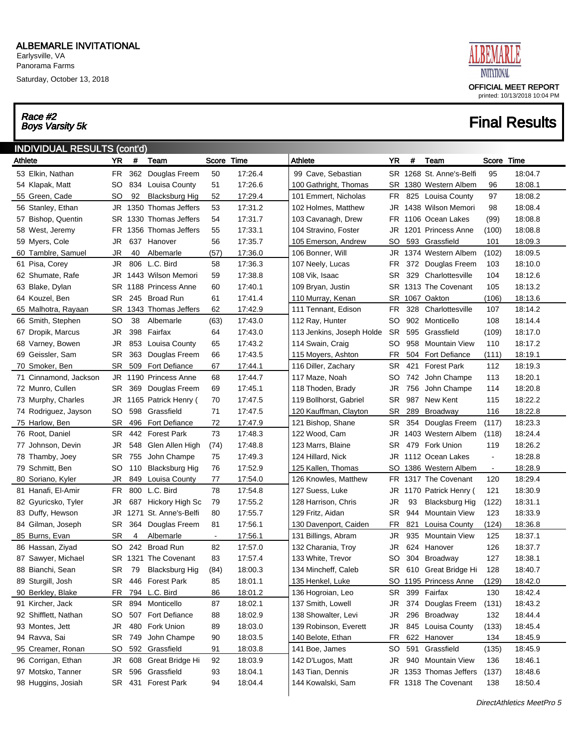# ALBEMARLE INVITATIONAL

Earlysville, VA
Panorama Farms
Saturday, October 13, 2018

OFFICIAL MEET REPORT
printed: 10/13/2018 10:04 PM

*Race #2*
*Boys Varsity 5k*

## Final Results

### INDIVIDUAL RESULTS (cont'd)

| Athlete | YR | # | Team | Score | Time |
|---|---|---|---|---|---|
| 53 Elkin, Nathan | FR | 362 | Douglas Freem | 50 | 17:26.4 |
| 54 Klapak, Matt | SO | 834 | Louisa County | 51 | 17:26.6 |
| 55 Green, Cade | SO | 92 | Blacksburg Hig | 52 | 17:29.4 |
| 56 Stanley, Ethan | JR | 1350 | Thomas Jeffers | 53 | 17:31.2 |
| 57 Bishop, Quentin | SR | 1330 | Thomas Jeffers | 54 | 17:31.7 |
| 58 West, Jeremy | FR | 1356 | Thomas Jeffers | 55 | 17:33.1 |
| 59 Myers, Cole | JR | 637 | Hanover | 56 | 17:35.7 |
| 60 Tamblre, Samuel | JR | 40 | Albemarle | (57) | 17:36.0 |
| 61 Pisa, Corey | JR | 806 | L.C. Bird | 58 | 17:36.3 |
| 62 Shumate, Rafe | JR | 1443 | Wilson Memori | 59 | 17:38.8 |
| 63 Blake, Dylan | SR | 1188 | Princess Anne | 60 | 17:40.1 |
| 64 Kouzel, Ben | SR | 245 | Broad Run | 61 | 17:41.4 |
| 65 Malhotra, Rayaan | SR | 1343 | Thomas Jeffers | 62 | 17:42.9 |
| 66 Smith, Stephen | SO | 38 | Albemarle | (63) | 17:43.0 |
| 67 Dropik, Marcus | JR | 398 | Fairfax | 64 | 17:43.0 |
| 68 Varney, Bowen | JR | 853 | Louisa County | 65 | 17:43.2 |
| 69 Geissler, Sam | SR | 363 | Douglas Freem | 66 | 17:43.5 |
| 70 Smoker, Ben | SR | 509 | Fort Defiance | 67 | 17:44.1 |
| 71 Cinnamond, Jackson | JR | 1190 | Princess Anne | 68 | 17:44.7 |
| 72 Munro, Cullen | SR | 369 | Douglas Freem | 69 | 17:45.1 |
| 73 Murphy, Charles | JR | 1165 | Patrick Henry ( | 70 | 17:47.5 |
| 74 Rodriguez, Jayson | SO | 598 | Grassfield | 71 | 17:47.5 |
| 75 Harlow, Ben | SR | 496 | Fort Defiance | 72 | 17:47.9 |
| 76 Root, Daniel | SR | 442 | Forest Park | 73 | 17:48.3 |
| 77 Johnson, Devin | JR | 548 | Glen Allen High | (74) | 17:48.8 |
| 78 Thamby, Joey | SR | 755 | John Champe | 75 | 17:49.3 |
| 79 Schmitt, Ben | SO | 110 | Blacksburg Hig | 76 | 17:52.9 |
| 80 Soriano, Kyler | JR | 849 | Louisa County | 77 | 17:54.0 |
| 81 Hanafi, El-Amir | FR | 800 | L.C. Bird | 78 | 17:54.8 |
| 82 Gyuricsko, Tyler | JR | 687 | Hickory High Sc | 79 | 17:55.2 |
| 83 Duffy, Hewson | JR | 1271 | St. Anne's-Belfi | 80 | 17:55.7 |
| 84 Gilman, Joseph | SR | 364 | Douglas Freem | 81 | 17:56.1 |
| 85 Burns, Evan | SR | 4 | Albemarle | - | 17:56.1 |
| 86 Hassan, Ziyad | SO | 242 | Broad Run | 82 | 17:57.0 |
| 87 Sawyer, Michael | SR | 1321 | The Covenant | 83 | 17:57.4 |
| 88 Bianchi, Sean | SR | 79 | Blacksburg Hig | (84) | 18:00.3 |
| 89 Sturgill, Josh | SR | 446 | Forest Park | 85 | 18:01.1 |
| 90 Berkley, Blake | FR | 794 | L.C. Bird | 86 | 18:01.2 |
| 91 Kircher, Jack | SR | 894 | Monticello | 87 | 18:02.1 |
| 92 Shifflett, Nathan | SO | 507 | Fort Defiance | 88 | 18:02.9 |
| 93 Montes, Jett | JR | 480 | Fork Union | 89 | 18:03.0 |
| 94 Ravva, Sai | SR | 749 | John Champe | 90 | 18:03.5 |
| 95 Creamer, Ronan | SO | 592 | Grassfield | 91 | 18:03.8 |
| 96 Corrigan, Ethan | JR | 608 | Great Bridge Hi | 92 | 18:03.9 |
| 97 Motsko, Tanner | SR | 596 | Grassfield | 93 | 18:04.1 |
| 98 Huggins, Josiah | SR | 431 | Forest Park | 94 | 18:04.4 |
| 99 Cave, Sebastian | SR | 1268 | St. Anne's-Belfi | 95 | 18:04.7 |
| 100 Gathright, Thomas | SR | 1380 | Western Albem | 96 | 18:08.1 |
| 101 Emmert, Nicholas | FR | 825 | Louisa County | 97 | 18:08.2 |
| 102 Holmes, Matthew | JR | 1438 | Wilson Memori | 98 | 18:08.4 |
| 103 Cavanagh, Drew | FR | 1106 | Ocean Lakes | (99) | 18:08.8 |
| 104 Stravino, Foster | JR | 1201 | Princess Anne | (100) | 18:08.8 |
| 105 Emerson, Andrew | SO | 593 | Grassfield | 101 | 18:09.3 |
| 106 Bonner, Will | JR | 1374 | Western Albem | (102) | 18:09.5 |
| 107 Neely, Lucas | FR | 372 | Douglas Freem | 103 | 18:10.0 |
| 108 Vik, Isaac | SR | 329 | Charlottesville | 104 | 18:12.6 |
| 109 Bryan, Justin | SR | 1313 | The Covenant | 105 | 18:13.2 |
| 110 Murray, Kenan | SR | 1067 | Oakton | (106) | 18:13.6 |
| 111 Tennant, Edison | FR | 328 | Charlottesville | 107 | 18:14.2 |
| 112 Ray, Hunter | SO | 902 | Monticello | 108 | 18:14.4 |
| 113 Jenkins, Joseph Holde | SR | 595 | Grassfield | (109) | 18:17.0 |
| 114 Swain, Craig | SO | 958 | Mountain View | 110 | 18:17.2 |
| 115 Moyers, Ashton | FR | 504 | Fort Defiance | (111) | 18:19.1 |
| 116 Diller, Zachary | SR | 421 | Forest Park | 112 | 18:19.3 |
| 117 Maze, Noah | SO | 742 | John Champe | 113 | 18:20.1 |
| 118 Thoden, Brady | JR | 756 | John Champe | 114 | 18:20.8 |
| 119 Bollhorst, Gabriel | SR | 987 | New Kent | 115 | 18:22.2 |
| 120 Kauffman, Clayton | SR | 289 | Broadway | 116 | 18:22.8 |
| 121 Bishop, Shane | SR | 354 | Douglas Freem | (117) | 18:23.3 |
| 122 Wood, Cam | JR | 1403 | Western Albem | (118) | 18:24.4 |
| 123 Marrs, Blaine | SR | 479 | Fork Union | 119 | 18:26.2 |
| 124 Hillard, Nick | JR | 1112 | Ocean Lakes | - | 18:28.8 |
| 125 Kallen, Thomas | SO | 1386 | Western Albem | - | 18:28.9 |
| 126 Knowles, Matthew | FR | 1317 | The Covenant | 120 | 18:29.4 |
| 127 Suess, Luke | JR | 1170 | Patrick Henry ( | 121 | 18:30.9 |
| 128 Harrison, Chris | JR | 93 | Blacksburg Hig | (122) | 18:31.1 |
| 129 Fritz, Aidan | SR | 944 | Mountain View | 123 | 18:33.9 |
| 130 Davenport, Caiden | FR | 821 | Louisa County | (124) | 18:36.8 |
| 131 Billings, Abram | JR | 935 | Mountain View | 125 | 18:37.1 |
| 132 Charania, Troy | JR | 624 | Hanover | 126 | 18:37.7 |
| 133 White, Trevor | SO | 304 | Broadway | 127 | 18:38.1 |
| 134 Mincheff, Caleb | SR | 610 | Great Bridge Hi | 128 | 18:40.7 |
| 135 Henkel, Luke | SO | 1195 | Princess Anne | (129) | 18:42.0 |
| 136 Hogroian, Leo | SR | 399 | Fairfax | 130 | 18:42.4 |
| 137 Smith, Lowell | JR | 374 | Douglas Freem | (131) | 18:43.2 |
| 138 Showalter, Levi | JR | 296 | Broadway | 132 | 18:44.4 |
| 139 Robinson, Everett | JR | 845 | Louisa County | (133) | 18:45.4 |
| 140 Belote, Ethan | FR | 622 | Hanover | 134 | 18:45.9 |
| 141 Boe, James | SO | 591 | Grassfield | (135) | 18:45.9 |
| 142 D'Lugos, Matt | JR | 940 | Mountain View | 136 | 18:46.1 |
| 143 Tian, Dennis | JR | 1353 | Thomas Jeffers | (137) | 18:48.6 |
| 144 Kowalski, Sam | FR | 1318 | The Covenant | 138 | 18:50.4 |

*DirectAthletics MeetPro 5*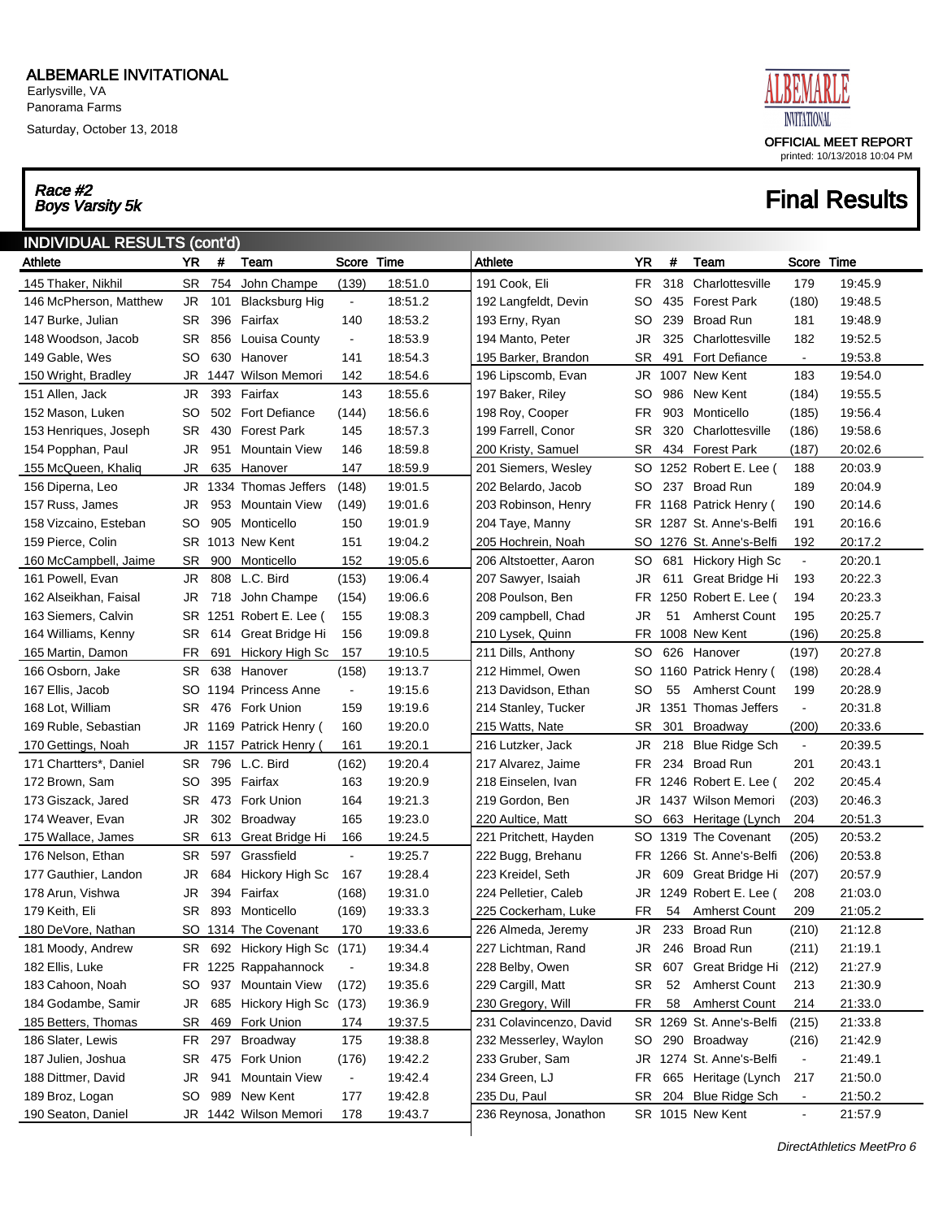# ALBEMARLE INVITATIONAL

Earlysville, VA
Panorama Farms
Saturday, October 13, 2018

OFFICIAL MEET REPORT
printed: 10/13/2018 10:04 PM

*Race #2*
*Boys Varsity 5k*

## Final Results

### INDIVIDUAL RESULTS (cont'd)

| Athlete | YR | # | Team | Score | Time |
|---|---|---|---|---|---|
| 145 Thaker, Nikhil | SR | 754 | John Champe | (139) | 18:51.0 |
| 146 McPherson, Matthew | JR | 101 | Blacksburg Hig | - | 18:51.2 |
| 147 Burke, Julian | SR | 396 | Fairfax | 140 | 18:53.2 |
| 148 Woodson, Jacob | SR | 856 | Louisa County | - | 18:53.9 |
| 149 Gable, Wes | SO | 630 | Hanover | 141 | 18:54.3 |
| 150 Wright, Bradley | JR | 1447 | Wilson Memori | 142 | 18:54.6 |
| 151 Allen, Jack | JR | 393 | Fairfax | 143 | 18:55.6 |
| 152 Mason, Luken | SO | 502 | Fort Defiance | (144) | 18:56.6 |
| 153 Henriques, Joseph | SR | 430 | Forest Park | 145 | 18:57.3 |
| 154 Popphan, Paul | JR | 951 | Mountain View | 146 | 18:59.8 |
| 155 McQueen, Khaliq | JR | 635 | Hanover | 147 | 18:59.9 |
| 156 Diperna, Leo | JR | 1334 | Thomas Jeffers | (148) | 19:01.5 |
| 157 Russ, James | JR | 953 | Mountain View | (149) | 19:01.6 |
| 158 Vizcaino, Esteban | SO | 905 | Monticello | 150 | 19:01.9 |
| 159 Pierce, Colin | SR | 1013 | New Kent | 151 | 19:04.2 |
| 160 McCampbell, Jaime | SR | 900 | Monticello | 152 | 19:05.6 |
| 161 Powell, Evan | JR | 808 | L.C. Bird | (153) | 19:06.4 |
| 162 Alseikhan, Faisal | JR | 718 | John Champe | (154) | 19:06.6 |
| 163 Siemers, Calvin | SR | 1251 | Robert E. Lee ( | 155 | 19:08.3 |
| 164 Williams, Kenny | SR | 614 | Great Bridge Hi | 156 | 19:09.8 |
| 165 Martin, Damon | FR | 691 | Hickory High Sc | 157 | 19:10.5 |
| 166 Osborn, Jake | SR | 638 | Hanover | (158) | 19:13.7 |
| 167 Ellis, Jacob | SO | 1194 | Princess Anne | - | 19:15.6 |
| 168 Lot, William | SR | 476 | Fork Union | 159 | 19:19.6 |
| 169 Ruble, Sebastian | JR | 1169 | Patrick Henry ( | 160 | 19:20.0 |
| 170 Gettings, Noah | JR | 1157 | Patrick Henry ( | 161 | 19:20.1 |
| 171 Chartters*, Daniel | SR | 796 | L.C. Bird | (162) | 19:20.4 |
| 172 Brown, Sam | SO | 395 | Fairfax | 163 | 19:20.9 |
| 173 Giszack, Jared | SR | 473 | Fork Union | 164 | 19:21.3 |
| 174 Weaver, Evan | JR | 302 | Broadway | 165 | 19:23.0 |
| 175 Wallace, James | SR | 613 | Great Bridge Hi | 166 | 19:24.5 |
| 176 Nelson, Ethan | SR | 597 | Grassfield | - | 19:25.7 |
| 177 Gauthier, Landon | JR | 684 | Hickory High Sc | 167 | 19:28.4 |
| 178 Arun, Vishwa | JR | 394 | Fairfax | (168) | 19:31.0 |
| 179 Keith, Eli | SR | 893 | Monticello | (169) | 19:33.3 |
| 180 DeVore, Nathan | SO | 1314 | The Covenant | 170 | 19:33.6 |
| 181 Moody, Andrew | SR | 692 | Hickory High Sc | (171) | 19:34.4 |
| 182 Ellis, Luke | FR | 1225 | Rappahannock | - | 19:34.8 |
| 183 Cahoon, Noah | SO | 937 | Mountain View | (172) | 19:35.6 |
| 184 Godambe, Samir | JR | 685 | Hickory High Sc | (173) | 19:36.9 |
| 185 Betters, Thomas | SR | 469 | Fork Union | 174 | 19:37.5 |
| 186 Slater, Lewis | FR | 297 | Broadway | 175 | 19:38.8 |
| 187 Julien, Joshua | SR | 475 | Fork Union | (176) | 19:42.2 |
| 188 Dittmer, David | JR | 941 | Mountain View | - | 19:42.4 |
| 189 Broz, Logan | SO | 989 | New Kent | 177 | 19:42.8 |
| 190 Seaton, Daniel | JR | 1442 | Wilson Memori | 178 | 19:43.7 |
| 191 Cook, Eli | FR | 318 | Charlottesville | 179 | 19:45.9 |
| 192 Langfeldt, Devin | SO | 435 | Forest Park | (180) | 19:48.5 |
| 193 Erny, Ryan | SO | 239 | Broad Run | 181 | 19:48.9 |
| 194 Manto, Peter | JR | 325 | Charlottesville | 182 | 19:52.5 |
| 195 Barker, Brandon | SR | 491 | Fort Defiance | - | 19:53.8 |
| 196 Lipscomb, Evan | JR | 1007 | New Kent | 183 | 19:54.0 |
| 197 Baker, Riley | SO | 986 | New Kent | (184) | 19:55.5 |
| 198 Roy, Cooper | FR | 903 | Monticello | (185) | 19:56.4 |
| 199 Farrell, Conor | SR | 320 | Charlottesville | (186) | 19:58.6 |
| 200 Kristy, Samuel | SR | 434 | Forest Park | (187) | 20:02.6 |
| 201 Siemers, Wesley | SO | 1252 | Robert E. Lee ( | 188 | 20:03.9 |
| 202 Belardo, Jacob | SO | 237 | Broad Run | 189 | 20:04.9 |
| 203 Robinson, Henry | FR | 1168 | Patrick Henry ( | 190 | 20:14.6 |
| 204 Taye, Manny | SR | 1287 | St. Anne's-Belfi | 191 | 20:16.6 |
| 205 Hochrein, Noah | SO | 1276 | St. Anne's-Belfi | 192 | 20:17.2 |
| 206 Altstoetter, Aaron | SO | 681 | Hickory High Sc | - | 20:20.1 |
| 207 Sawyer, Isaiah | JR | 611 | Great Bridge Hi | 193 | 20:22.3 |
| 208 Poulson, Ben | FR | 1250 | Robert E. Lee ( | 194 | 20:23.3 |
| 209 campbell, Chad | JR | 51 | Amherst Count | 195 | 20:25.7 |
| 210 Lysek, Quinn | FR | 1008 | New Kent | (196) | 20:25.8 |
| 211 Dills, Anthony | SO | 626 | Hanover | (197) | 20:27.8 |
| 212 Himmel, Owen | SO | 1160 | Patrick Henry ( | (198) | 20:28.4 |
| 213 Davidson, Ethan | SO | 55 | Amherst Count | 199 | 20:28.9 |
| 214 Stanley, Tucker | JR | 1351 | Thomas Jeffers | - | 20:31.8 |
| 215 Watts, Nate | SR | 301 | Broadway | (200) | 20:33.6 |
| 216 Lutzker, Jack | JR | 218 | Blue Ridge Sch | - | 20:39.5 |
| 217 Alvarez, Jaime | FR | 234 | Broad Run | 201 | 20:43.1 |
| 218 Einselen, Ivan | FR | 1246 | Robert E. Lee ( | 202 | 20:45.4 |
| 219 Gordon, Ben | JR | 1437 | Wilson Memori | (203) | 20:46.3 |
| 220 Aultice, Matt | SO | 663 | Heritage (Lynch | 204 | 20:51.3 |
| 221 Pritchett, Hayden | SO | 1319 | The Covenant | (205) | 20:53.2 |
| 222 Bugg, Brehanu | FR | 1266 | St. Anne's-Belfi | (206) | 20:53.8 |
| 223 Kreidel, Seth | JR | 609 | Great Bridge Hi | (207) | 20:57.9 |
| 224 Pelletier, Caleb | JR | 1249 | Robert E. Lee ( | 208 | 21:03.0 |
| 225 Cockerham, Luke | FR | 54 | Amherst Count | 209 | 21:05.2 |
| 226 Almeda, Jeremy | JR | 233 | Broad Run | (210) | 21:12.8 |
| 227 Lichtman, Rand | JR | 246 | Broad Run | (211) | 21:19.1 |
| 228 Belby, Owen | SR | 607 | Great Bridge Hi | (212) | 21:27.9 |
| 229 Cargill, Matt | SR | 52 | Amherst Count | 213 | 21:30.9 |
| 230 Gregory, Will | FR | 58 | Amherst Count | 214 | 21:33.0 |
| 231 Colavincenzo, David | SR | 1269 | St. Anne's-Belfi | (215) | 21:33.8 |
| 232 Messerley, Waylon | SO | 290 | Broadway | (216) | 21:42.9 |
| 233 Gruber, Sam | JR | 1274 | St. Anne's-Belfi | - | 21:49.1 |
| 234 Green, LJ | FR | 665 | Heritage (Lynch | 217 | 21:50.0 |
| 235 Du, Paul | SR | 204 | Blue Ridge Sch | - | 21:50.2 |
| 236 Reynosa, Jonathon | SR | 1015 | New Kent | - | 21:57.9 |

*DirectAthletics MeetPro 6*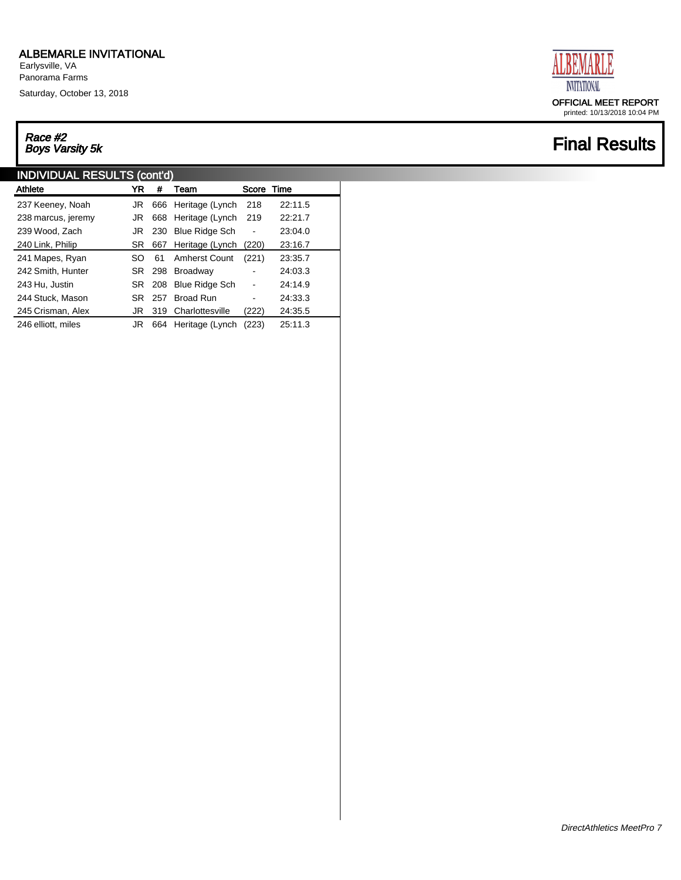ALBEMARLE INVITATIONAL
Earlysville, VA
Panorama Farms
Saturday, October 13, 2018

OFFICIAL MEET REPORT
printed: 10/13/2018 10:04 PM

## *Race #2*
## *Boys Varsity 5k*

# Final Results

### INDIVIDUAL RESULTS (cont'd)

| Athlete | YR | # | Team | Score | Time |
|---|---|---|---|---|---|
| 237 Keeney, Noah | JR | 666 | Heritage (Lynch | 218 | 22:11.5 |
| 238 marcus, jeremy | JR | 668 | Heritage (Lynch | 219 | 22:21.7 |
| 239 Wood, Zach | JR | 230 | Blue Ridge Sch | - | 23:04.0 |
| 240 Link, Philip | SR | 667 | Heritage (Lynch | (220) | 23:16.7 |
| 241 Mapes, Ryan | SO | 61 | Amherst Count | (221) | 23:35.7 |
| 242 Smith, Hunter | SR | 298 | Broadway | - | 24:03.3 |
| 243 Hu, Justin | SR | 208 | Blue Ridge Sch | - | 24:14.9 |
| 244 Stuck, Mason | SR | 257 | Broad Run | - | 24:33.3 |
| 245 Crisman, Alex | JR | 319 | Charlottesville | (222) | 24:35.5 |
| 246 elliott, miles | JR | 664 | Heritage (Lynch | (223) | 25:11.3 |

*DirectAthletics MeetPro 7*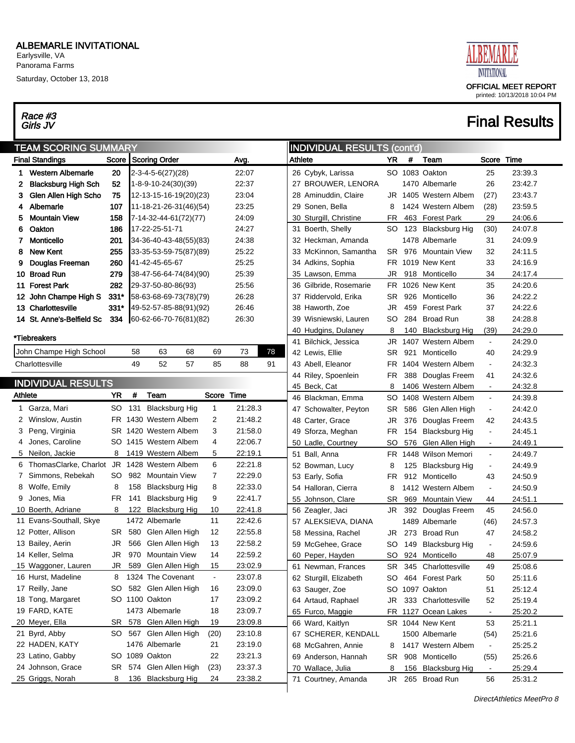# ALBEMARLE INVITATIONAL

Earlysville, VA
Panorama Farms
Saturday, October 13, 2018

OFFICIAL MEET REPORT
printed: 10/13/2018 10:04 PM

*Race #3*
*Girls JV*

## Final Results

### TEAM SCORING SUMMARY

| Final Standings | | Score | Scoring Order | Avg. |
|---|---|---|---|---|
| 1 | Western Albemarle | 20 | 2-3-4-5-6(27)(28) | 22:07 |
| 2 | Blacksburg High Sch | 52 | 1-8-9-10-24(30)(39) | 22:37 |
| 3 | Glen Allen High Scho | 75 | 12-13-15-16-19(20)(23) | 23:04 |
| 4 | Albemarle | 107 | 11-18-21-26-31(46)(54) | 23:25 |
| 5 | Mountain View | 158 | 7-14-32-44-61(72)(77) | 24:09 |
| 6 | Oakton | 186 | 17-22-25-51-71 | 24:27 |
| 7 | Monticello | 201 | 34-36-40-43-48(55)(83) | 24:38 |
| 8 | New Kent | 255 | 33-35-53-59-75(87)(89) | 25:22 |
| 9 | Douglas Freeman | 260 | 41-42-45-65-67 | 25:25 |
| 10 | Broad Run | 279 | 38-47-56-64-74(84)(90) | 25:39 |
| 11 | Forest Park | 282 | 29-37-50-80-86(93) | 25:56 |
| 12 | John Champe High S | 331* | 58-63-68-69-73(78)(79) | 26:28 |
| 13 | Charlottesville | 331* | 49-52-57-85-88(91)(92) | 26:46 |
| 14 | St. Anne's-Belfield Sc | 334 | 60-62-66-70-76(81)(82) | 26:30 |

*Tiebreakers

| | | | | | | |
|---|---|---|---|---|---|---|
| John Champe High School | 58 | 63 | 68 | 69 | 73 | 78 |
| Charlottesville | 49 | 52 | 57 | 85 | 88 | 91 |

### INDIVIDUAL RESULTS

| | Athlete | YR | # | Team | Score | Time |
|---|---|---|---|---|---|---|
| 1 | Garza, Mari | SO | 131 | Blacksburg Hig | 1 | 21:28.3 |
| 2 | Winslow, Austin | FR | 1430 | Western Albem | 2 | 21:48.2 |
| 3 | Peng, Virginia | SR | 1420 | Western Albem | 3 | 21:58.0 |
| 4 | Jones, Caroline | SO | 1415 | Western Albem | 4 | 22:06.7 |
| 5 | Neilon, Jackie | 8 | 1419 | Western Albem | 5 | 22:19.1 |
| 6 | ThomasClarke, Charlot | JR | 1428 | Western Albem | 6 | 22:21.8 |
| 7 | Simmons, Rebekah | SO | 982 | Mountain View | 7 | 22:29.0 |
| 8 | Wolfe, Emily | 8 | 158 | Blacksburg Hig | 8 | 22:33.0 |
| 9 | Jones, Mia | FR | 141 | Blacksburg Hig | 9 | 22:41.7 |
| 10 | Boerth, Adriane | 8 | 122 | Blacksburg Hig | 10 | 22:41.8 |
| 11 | Evans-Southall, Skye | | 1472 | Albemarle | 11 | 22:42.6 |
| 12 | Potter, Allison | SR | 580 | Glen Allen High | 12 | 22:55.8 |
| 13 | Bailey, Aerin | JR | 566 | Glen Allen High | 13 | 22:58.2 |
| 14 | Keller, Selma | JR | 970 | Mountain View | 14 | 22:59.2 |
| 15 | Waggoner, Lauren | JR | 589 | Glen Allen High | 15 | 23:02.9 |
| 16 | Hurst, Madeline | 8 | 1324 | The Covenant | - | 23:07.8 |
| 17 | Reilly, Jane | SO | 582 | Glen Allen High | 16 | 23:09.0 |
| 18 | Tong, Margaret | SO | 1100 | Oakton | 17 | 23:09.2 |
| 19 | FARD, KATE | | 1473 | Albemarle | 18 | 23:09.7 |
| 20 | Meyer, Ella | SR | 578 | Glen Allen High | 19 | 23:09.8 |
| 21 | Byrd, Abby | SO | 567 | Glen Allen High | (20) | 23:10.8 |
| 22 | HADEN, KATY | | 1476 | Albemarle | 21 | 23:19.0 |
| 23 | Latino, Gabby | SO | 1089 | Oakton | 22 | 23:21.3 |
| 24 | Johnson, Grace | SR | 574 | Glen Allen High | (23) | 23:37.3 |
| 25 | Griggs, Norah | 8 | 136 | Blacksburg Hig | 24 | 23:38.2 |
| 26 | Cybyk, Larissa | SO | 1083 | Oakton | 25 | 23:39.3 |
| 27 | BROUWER, LENORA | | 1470 | Albemarle | 26 | 23:42.7 |
| 28 | Aminuddin, Claire | JR | 1405 | Western Albem | (27) | 23:43.7 |
| 29 | Sonen, Bella | 8 | 1424 | Western Albem | (28) | 23:59.5 |
| 30 | Sturgill, Christine | FR | 463 | Forest Park | 29 | 24:06.6 |
| 31 | Boerth, Shelly | SO | 123 | Blacksburg Hig | (30) | 24:07.8 |
| 32 | Heckman, Amanda | | 1478 | Albemarle | 31 | 24:09.9 |
| 33 | McKinnon, Samantha | SR | 976 | Mountain View | 32 | 24:11.5 |
| 34 | Adkins, Sophia | FR | 1019 | New Kent | 33 | 24:16.9 |
| 35 | Lawson, Emma | JR | 918 | Monticello | 34 | 24:17.4 |
| 36 | Gilbride, Rosemarie | FR | 1026 | New Kent | 35 | 24:20.6 |
| 37 | Riddervold, Erika | SR | 926 | Monticello | 36 | 24:22.2 |
| 38 | Haworth, Zoe | JR | 459 | Forest Park | 37 | 24:22.6 |
| 39 | Wisniewski, Lauren | SO | 284 | Broad Run | 38 | 24:28.8 |
| 40 | Hudgins, Dulaney | 8 | 140 | Blacksburg Hig | (39) | 24:29.0 |
| 41 | Bilchick, Jessica | JR | 1407 | Western Albem | - | 24:29.0 |
| 42 | Lewis, Ellie | SR | 921 | Monticello | 40 | 24:29.9 |
| 43 | Abell, Eleanor | FR | 1404 | Western Albem | - | 24:32.3 |
| 44 | Riley, Spoenlein | FR | 388 | Douglas Freem | 41 | 24:32.6 |
| 45 | Beck, Cat | 8 | 1406 | Western Albem | - | 24:32.8 |
| 46 | Blackman, Emma | SO | 1408 | Western Albem | - | 24:39.8 |
| 47 | Schowalter, Peyton | SR | 586 | Glen Allen High | - | 24:42.0 |
| 48 | Carter, Grace | JR | 376 | Douglas Freem | 42 | 24:43.5 |
| 49 | Sforza, Meghan | FR | 154 | Blacksburg Hig | - | 24:45.1 |
| 50 | Ladle, Courtney | SO | 576 | Glen Allen High | - | 24:49.1 |
| 51 | Ball, Anna | FR | 1448 | Wilson Memori | - | 24:49.7 |
| 52 | Bowman, Lucy | 8 | 125 | Blacksburg Hig | - | 24:49.9 |
| 53 | Early, Sofia | FR | 912 | Monticello | 43 | 24:50.9 |
| 54 | Halloran, Cierra | 8 | 1412 | Western Albem | - | 24:50.9 |
| 55 | Johnson, Clare | SR | 969 | Mountain View | 44 | 24:51.1 |
| 56 | Zeagler, Jaci | JR | 392 | Douglas Freem | 45 | 24:56.0 |
| 57 | ALEKSIEVA, DIANA | | 1489 | Albemarle | (46) | 24:57.3 |
| 58 | Messina, Rachel | JR | 273 | Broad Run | 47 | 24:58.2 |
| 59 | McGehee, Grace | SO | 149 | Blacksburg Hig | - | 24:59.6 |
| 60 | Peper, Hayden | SO | 924 | Monticello | 48 | 25:07.9 |
| 61 | Newman, Frances | SR | 345 | Charlottesville | 49 | 25:08.6 |
| 62 | Sturgill, Elizabeth | SO | 464 | Forest Park | 50 | 25:11.6 |
| 63 | Sauger, Zoe | SO | 1097 | Oakton | 51 | 25:12.4 |
| 64 | Artaud, Raphael | JR | 333 | Charlottesville | 52 | 25:19.4 |
| 65 | Furco, Maggie | FR | 1127 | Ocean Lakes | - | 25:20.2 |
| 66 | Ward, Kaitlyn | SR | 1044 | New Kent | 53 | 25:21.1 |
| 67 | SCHERER, KENDALL | | 1500 | Albemarle | (54) | 25:21.6 |
| 68 | McGahren, Annie | 8 | 1417 | Western Albem | - | 25:25.2 |
| 69 | Anderson, Hannah | SR | 908 | Monticello | (55) | 25:26.6 |
| 70 | Wallace, Julia | 8 | 156 | Blacksburg Hig | - | 25:29.4 |
| 71 | Courtney, Amanda | JR | 265 | Broad Run | 56 | 25:31.2 |

DirectAthletics MeetPro 8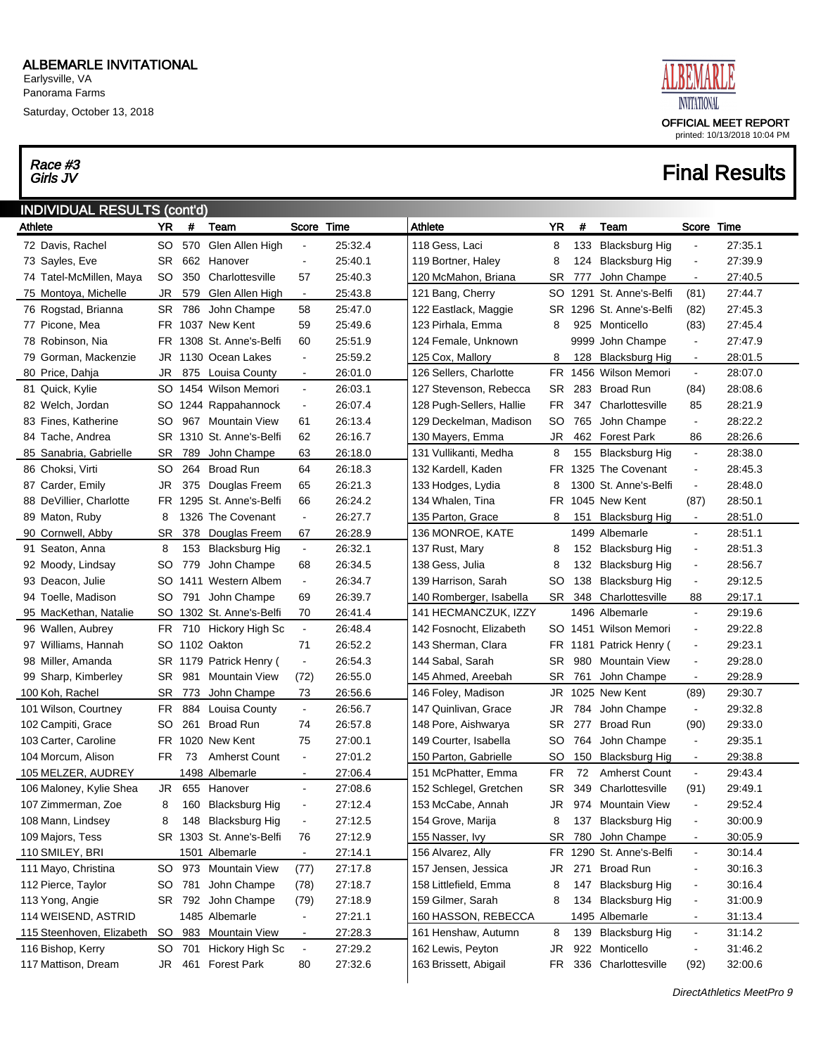# ALBEMARLE INVITATIONAL

Earlysville, VA
Panorama Farms
Saturday, October 13, 2018

OFFICIAL MEET REPORT
printed: 10/13/2018 10:04 PM

*Race #3*
*Girls JV*

## Final Results

### INDIVIDUAL RESULTS (cont'd)

| Athlete | YR | # | Team | Score | Time |
|---|---|---|---|---|---|
| 72 Davis, Rachel | SO | 570 | Glen Allen High | - | 25:32.4 |
| 73 Sayles, Eve | SR | 662 | Hanover | - | 25:40.1 |
| 74 Tatel-McMillen, Maya | SO | 350 | Charlottesville | 57 | 25:40.3 |
| 75 Montoya, Michelle | JR | 579 | Glen Allen High | - | 25:43.8 |
| 76 Rogstad, Brianna | SR | 786 | John Champe | 58 | 25:47.0 |
| 77 Picone, Mea | FR | 1037 | New Kent | 59 | 25:49.6 |
| 78 Robinson, Nia | FR | 1308 | St. Anne's-Belfi | 60 | 25:51.9 |
| 79 Gorman, Mackenzie | JR | 1130 | Ocean Lakes | - | 25:59.2 |
| 80 Price, Dahja | JR | 875 | Louisa County | - | 26:01.0 |
| 81 Quick, Kylie | SO | 1454 | Wilson Memori | - | 26:03.1 |
| 82 Welch, Jordan | SO | 1244 | Rappahannock | - | 26:07.4 |
| 83 Fines, Katherine | SO | 967 | Mountain View | 61 | 26:13.4 |
| 84 Tache, Andrea | SR | 1310 | St. Anne's-Belfi | 62 | 26:16.7 |
| 85 Sanabria, Gabrielle | SR | 789 | John Champe | 63 | 26:18.0 |
| 86 Choksi, Virti | SO | 264 | Broad Run | 64 | 26:18.3 |
| 87 Carder, Emily | JR | 375 | Douglas Freem | 65 | 26:21.3 |
| 88 DeVillier, Charlotte | FR | 1295 | St. Anne's-Belfi | 66 | 26:24.2 |
| 89 Maton, Ruby | 8 | 1326 | The Covenant | - | 26:27.7 |
| 90 Cornwell, Abby | SR | 378 | Douglas Freem | 67 | 26:28.9 |
| 91 Seaton, Anna | 8 | 153 | Blacksburg Hig | - | 26:32.1 |
| 92 Moody, Lindsay | SO | 779 | John Champe | 68 | 26:34.5 |
| 93 Deacon, Julie | SO | 1411 | Western Albem | - | 26:34.7 |
| 94 Toelle, Madison | SO | 791 | John Champe | 69 | 26:39.7 |
| 95 MacKethan, Natalie | SO | 1302 | St. Anne's-Belfi | 70 | 26:41.4 |
| 96 Wallen, Aubrey | FR | 710 | Hickory High Sc | - | 26:48.4 |
| 97 Williams, Hannah | SO | 1102 | Oakton | 71 | 26:52.2 |
| 98 Miller, Amanda | SR | 1179 | Patrick Henry ( | - | 26:54.3 |
| 99 Sharp, Kimberley | SR | 981 | Mountain View | (72) | 26:55.0 |
| 100 Koh, Rachel | SR | 773 | John Champe | 73 | 26:56.6 |
| 101 Wilson, Courtney | FR | 884 | Louisa County | - | 26:56.7 |
| 102 Campiti, Grace | SO | 261 | Broad Run | 74 | 26:57.8 |
| 103 Carter, Caroline | FR | 1020 | New Kent | 75 | 27:00.1 |
| 104 Morcum, Alison | FR | 73 | Amherst Count | - | 27:01.2 |
| 105 MELZER, AUDREY | | 1498 | Albemarle | - | 27:06.4 |
| 106 Maloney, Kylie Shea | JR | 655 | Hanover | - | 27:08.6 |
| 107 Zimmerman, Zoe | 8 | 160 | Blacksburg Hig | - | 27:12.4 |
| 108 Mann, Lindsey | 8 | 148 | Blacksburg Hig | - | 27:12.5 |
| 109 Majors, Tess | SR | 1303 | St. Anne's-Belfi | 76 | 27:12.9 |
| 110 SMILEY, BRI | | 1501 | Albemarle | - | 27:14.1 |
| 111 Mayo, Christina | SO | 973 | Mountain View | (77) | 27:17.8 |
| 112 Pierce, Taylor | SO | 781 | John Champe | (78) | 27:18.7 |
| 113 Yong, Angie | SR | 792 | John Champe | (79) | 27:18.9 |
| 114 WEISEND, ASTRID | | 1485 | Albemarle | - | 27:21.1 |
| 115 Steenhoven, Elizabeth | SO | 983 | Mountain View | - | 27:28.3 |
| 116 Bishop, Kerry | SO | 701 | Hickory High Sc | - | 27:29.2 |
| 117 Mattison, Dream | JR | 461 | Forest Park | 80 | 27:32.6 |
| 118 Gess, Laci | 8 | 133 | Blacksburg Hig | - | 27:35.1 |
| 119 Bortner, Haley | 8 | 124 | Blacksburg Hig | - | 27:39.9 |
| 120 McMahon, Briana | SR | 777 | John Champe | - | 27:40.5 |
| 121 Bang, Cherry | SO | 1291 | St. Anne's-Belfi | (81) | 27:44.7 |
| 122 Eastlack, Maggie | SR | 1296 | St. Anne's-Belfi | (82) | 27:45.3 |
| 123 Pirhala, Emma | 8 | 925 | Monticello | (83) | 27:45.4 |
| 124 Female, Unknown | | 9999 | John Champe | - | 27:47.9 |
| 125 Cox, Mallory | 8 | 128 | Blacksburg Hig | - | 28:01.5 |
| 126 Sellers, Charlotte | FR | 1456 | Wilson Memori | - | 28:07.0 |
| 127 Stevenson, Rebecca | SR | 283 | Broad Run | (84) | 28:08.6 |
| 128 Pugh-Sellers, Hallie | FR | 347 | Charlottesville | 85 | 28:21.9 |
| 129 Deckelman, Madison | SO | 765 | John Champe | - | 28:22.2 |
| 130 Mayers, Emma | JR | 462 | Forest Park | 86 | 28:26.6 |
| 131 Vullikanti, Medha | 8 | 155 | Blacksburg Hig | - | 28:38.0 |
| 132 Kardell, Kaden | FR | 1325 | The Covenant | - | 28:45.3 |
| 133 Hodges, Lydia | 8 | 1300 | St. Anne's-Belfi | - | 28:48.0 |
| 134 Whalen, Tina | FR | 1045 | New Kent | (87) | 28:50.1 |
| 135 Parton, Grace | 8 | 151 | Blacksburg Hig | - | 28:51.0 |
| 136 MONROE, KATE | | 1499 | Albemarle | - | 28:51.1 |
| 137 Rust, Mary | 8 | 152 | Blacksburg Hig | - | 28:51.3 |
| 138 Gess, Julia | 8 | 132 | Blacksburg Hig | - | 28:56.7 |
| 139 Harrison, Sarah | SO | 138 | Blacksburg Hig | - | 29:12.5 |
| 140 Romberger, Isabella | SR | 348 | Charlottesville | 88 | 29:17.1 |
| 141 HECMANCZUK, IZZY | | 1496 | Albemarle | - | 29:19.6 |
| 142 Fosnocht, Elizabeth | SO | 1451 | Wilson Memori | - | 29:22.8 |
| 143 Sherman, Clara | FR | 1181 | Patrick Henry ( | - | 29:23.1 |
| 144 Sabal, Sarah | SR | 980 | Mountain View | - | 29:28.0 |
| 145 Ahmed, Areebah | SR | 761 | John Champe | - | 29:28.9 |
| 146 Foley, Madison | JR | 1025 | New Kent | (89) | 29:30.7 |
| 147 Quinlivan, Grace | JR | 784 | John Champe | - | 29:32.8 |
| 148 Pore, Aishwarya | SR | 277 | Broad Run | (90) | 29:33.0 |
| 149 Courter, Isabella | SO | 764 | John Champe | - | 29:35.1 |
| 150 Parton, Gabrielle | SO | 150 | Blacksburg Hig | - | 29:38.8 |
| 151 McPhatter, Emma | FR | 72 | Amherst Count | - | 29:43.4 |
| 152 Schlegel, Gretchen | SR | 349 | Charlottesville | (91) | 29:49.1 |
| 153 McCabe, Annah | JR | 974 | Mountain View | - | 29:52.4 |
| 154 Grove, Marija | 8 | 137 | Blacksburg Hig | - | 30:00.9 |
| 155 Nasser, Ivy | SR | 780 | John Champe | - | 30:05.9 |
| 156 Alvarez, Ally | FR | 1290 | St. Anne's-Belfi | - | 30:14.4 |
| 157 Jensen, Jessica | JR | 271 | Broad Run | - | 30:16.3 |
| 158 Littlefield, Emma | 8 | 147 | Blacksburg Hig | - | 30:16.4 |
| 159 Gilmer, Sarah | 8 | 134 | Blacksburg Hig | - | 31:00.9 |
| 160 HASSON, REBECCA | | 1495 | Albemarle | - | 31:13.4 |
| 161 Henshaw, Autumn | 8 | 139 | Blacksburg Hig | - | 31:14.2 |
| 162 Lewis, Peyton | JR | 922 | Monticello | - | 31:46.2 |
| 163 Brissett, Abigail | FR | 336 | Charlottesville | (92) | 32:00.6 |

*DirectAthletics MeetPro 9*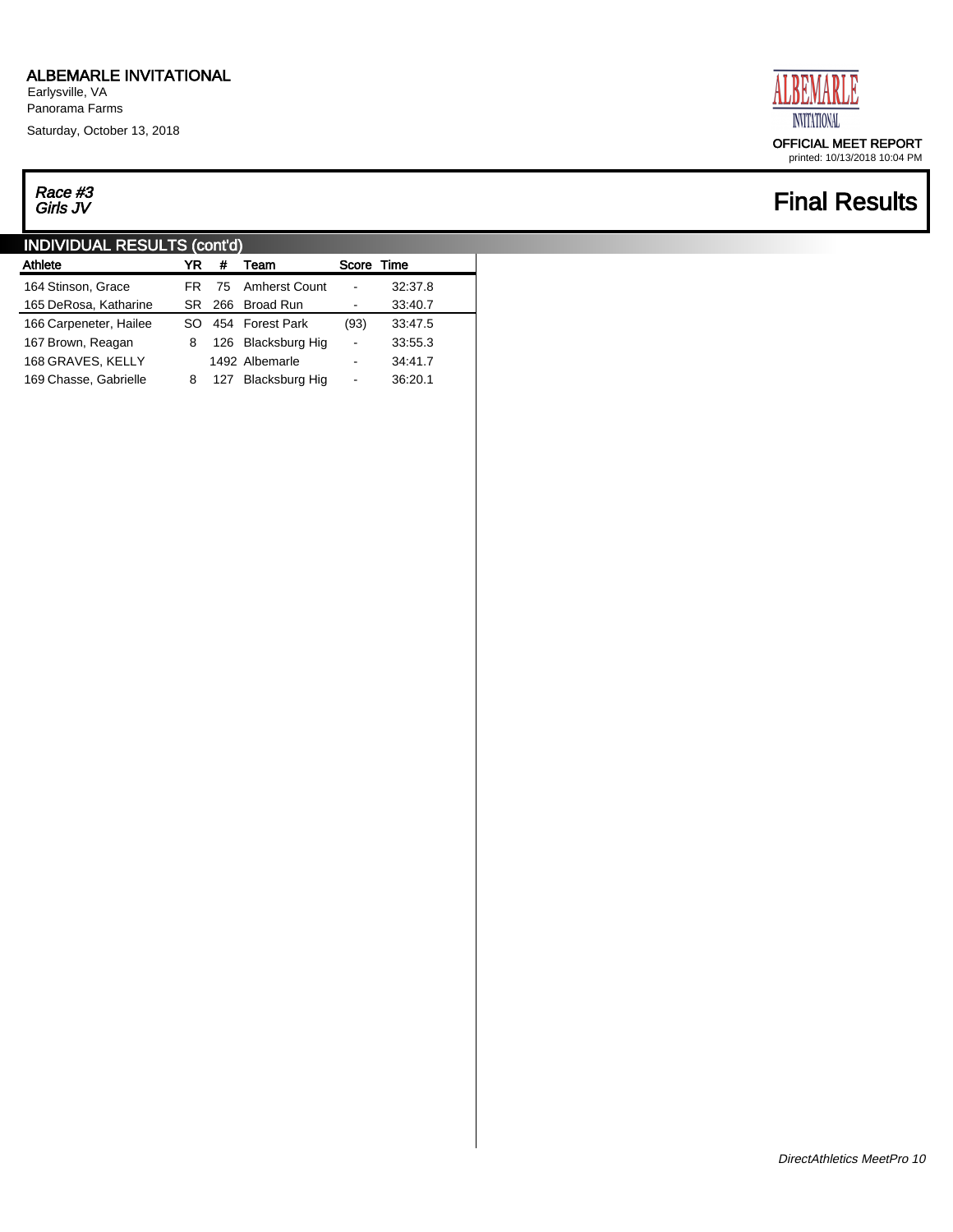ALBEMARLE INVITATIONAL
Earlysville, VA
Panorama Farms
Saturday, October 13, 2018

OFFICIAL MEET REPORT
printed: 10/13/2018 10:04 PM

*Race #3*
*Girls JV*

# Final Results

## INDIVIDUAL RESULTS (cont'd)

| Athlete | YR | # | Team | Score | Time |
|---|---|---|---|---|---|
| 164 Stinson, Grace | FR | 75 | Amherst Count | - | 32:37.8 |
| 165 DeRosa, Katharine | SR | 266 | Broad Run | - | 33:40.7 |
| 166 Carpeneter, Hailee | SO | 454 | Forest Park | (93) | 33:47.5 |
| 167 Brown, Reagan | 8 | 126 | Blacksburg Hig | - | 33:55.3 |
| 168 GRAVES, KELLY | | 1492 | Albemarle | - | 34:41.7 |
| 169 Chasse, Gabrielle | 8 | 127 | Blacksburg Hig | - | 36:20.1 |

*DirectAthletics MeetPro 10*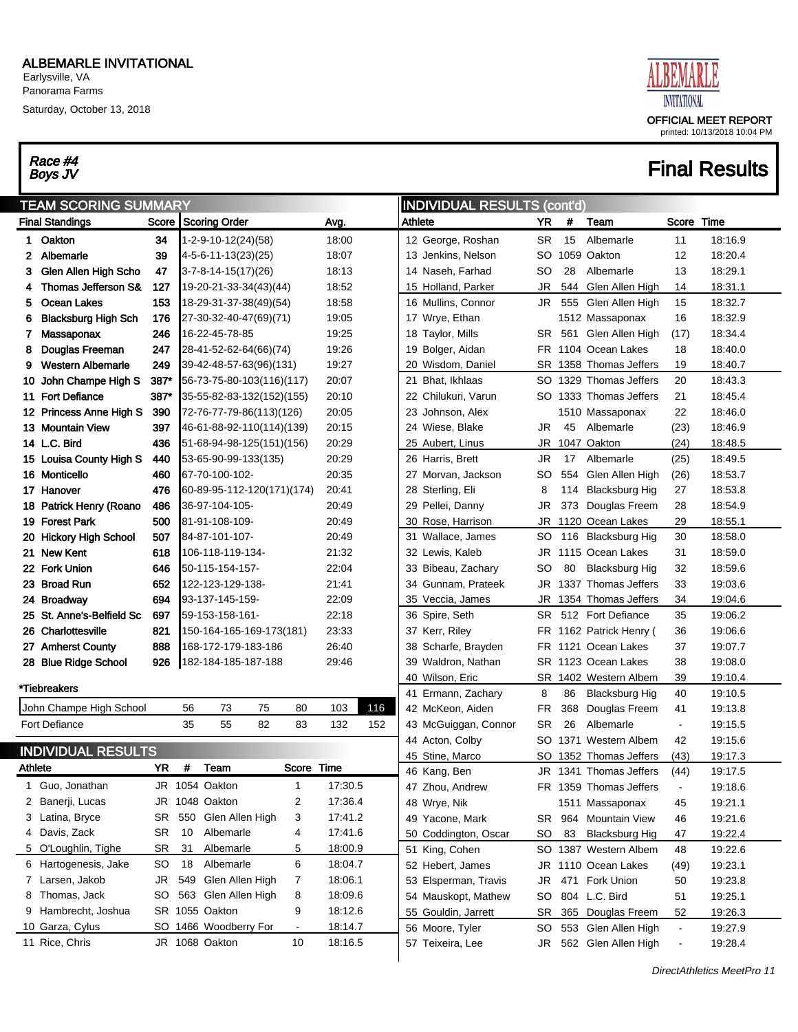# ALBEMARLE INVITATIONAL

Earlysville, VA
Panorama Farms
Saturday, October 13, 2018

OFFICIAL MEET REPORT
printed: 10/13/2018 10:04 PM

## *Race #4*
## *Boys JV*

## Final Results

### TEAM SCORING SUMMARY

| Final Standings | Score | Scoring Order | Avg. |
|---|---|---|---|
| 1 Oakton | 34 | 1-2-9-10-12(24)(58) | 18:00 |
| 2 Albemarle | 39 | 4-5-6-11-13(23)(25) | 18:07 |
| 3 Glen Allen High Scho | 47 | 3-7-8-14-15(17)(26) | 18:13 |
| 4 Thomas Jefferson S& | 127 | 19-20-21-33-34(43)(44) | 18:52 |
| 5 Ocean Lakes | 153 | 18-29-31-37-38(49)(54) | 18:58 |
| 6 Blacksburg High Sch | 176 | 27-30-32-40-47(69)(71) | 19:05 |
| 7 Massaponax | 246 | 16-22-45-78-85 | 19:25 |
| 8 Douglas Freeman | 247 | 28-41-52-62-64(66)(74) | 19:26 |
| 9 Western Albemarle | 249 | 39-42-48-57-63(96)(131) | 19:27 |
| 10 John Champe High S | 387* | 56-73-75-80-103(116)(117) | 20:07 |
| 11 Fort Defiance | 387* | 35-55-82-83-132(152)(155) | 20:10 |
| 12 Princess Anne High S | 390 | 72-76-77-79-86(113)(126) | 20:05 |
| 13 Mountain View | 397 | 46-61-88-92-110(114)(139) | 20:15 |
| 14 L.C. Bird | 436 | 51-68-94-98-125(151)(156) | 20:29 |
| 15 Louisa County High S | 440 | 53-65-90-99-133(135) | 20:29 |
| 16 Monticello | 460 | 67-70-100-102- | 20:35 |
| 17 Hanover | 476 | 60-89-95-112-120(171)(174) | 20:41 |
| 18 Patrick Henry (Roano | 486 | 36-97-104-105- | 20:49 |
| 19 Forest Park | 500 | 81-91-108-109- | 20:49 |
| 20 Hickory High School | 507 | 84-87-101-107- | 20:49 |
| 21 New Kent | 618 | 106-118-119-134- | 21:32 |
| 22 Fork Union | 646 | 50-115-154-157- | 22:04 |
| 23 Broad Run | 652 | 122-123-129-138- | 21:41 |
| 24 Broadway | 694 | 93-137-145-159- | 22:09 |
| 25 St. Anne's-Belfield Sc | 697 | 59-153-158-161- | 22:18 |
| 26 Charlottesville | 821 | 150-164-165-169-173(181) | 23:33 |
| 27 Amherst County | 888 | 168-172-179-183-186 | 26:40 |
| 28 Blue Ridge School | 926 | 182-184-185-187-188 | 29:46 |

*Tiebreakers

| | | | | | | |
|---|---|---|---|---|---|---|
| John Champe High School | 56 | 73 | 75 | 80 | 103 | 116 |
| Fort Defiance | 35 | 55 | 82 | 83 | 132 | 152 |

### INDIVIDUAL RESULTS

| Athlete | YR | # | Team | Score | Time |
|---|---|---|---|---|---|
| 1 Guo, Jonathan | JR | 1054 | Oakton | 1 | 17:30.5 |
| 2 Banerji, Lucas | JR | 1048 | Oakton | 2 | 17:36.4 |
| 3 Latina, Bryce | SR | 550 | Glen Allen High | 3 | 17:41.2 |
| 4 Davis, Zack | SR | 10 | Albemarle | 4 | 17:41.6 |
| 5 O'Loughlin, Tighe | SR | 31 | Albemarle | 5 | 18:00.9 |
| 6 Hartogenesis, Jake | SO | 18 | Albemarle | 6 | 18:04.7 |
| 7 Larsen, Jakob | JR | 549 | Glen Allen High | 7 | 18:06.1 |
| 8 Thomas, Jack | SO | 563 | Glen Allen High | 8 | 18:09.6 |
| 9 Hambrecht, Joshua | SR | 1055 | Oakton | 9 | 18:12.6 |
| 10 Garza, Cylus | SO | 1466 | Woodberry For | - | 18:14.7 |
| 11 Rice, Chris | JR | 1068 | Oakton | 10 | 18:16.5 |
| 12 George, Roshan | SR | 15 | Albemarle | 11 | 18:16.9 |
| 13 Jenkins, Nelson | SO | 1059 | Oakton | 12 | 18:20.4 |
| 14 Naseh, Farhad | SO | 28 | Albemarle | 13 | 18:29.1 |
| 15 Holland, Parker | JR | 544 | Glen Allen High | 14 | 18:31.1 |
| 16 Mullins, Connor | JR | 555 | Glen Allen High | 15 | 18:32.7 |
| 17 Wrye, Ethan | | 1512 | Massaponax | 16 | 18:32.9 |
| 18 Taylor, Mills | SR | 561 | Glen Allen High | (17) | 18:34.4 |
| 19 Bolger, Aidan | FR | 1104 | Ocean Lakes | 18 | 18:40.0 |
| 20 Wisdom, Daniel | SR | 1358 | Thomas Jeffers | 19 | 18:40.7 |
| 21 Bhat, Ikhlaas | SO | 1329 | Thomas Jeffers | 20 | 18:43.3 |
| 22 Chilukuri, Varun | SO | 1333 | Thomas Jeffers | 21 | 18:45.4 |
| 23 Johnson, Alex | | 1510 | Massaponax | 22 | 18:46.0 |
| 24 Wiese, Blake | JR | 45 | Albemarle | (23) | 18:46.9 |
| 25 Aubert, Linus | JR | 1047 | Oakton | (24) | 18:48.5 |
| 26 Harris, Brett | JR | 17 | Albemarle | (25) | 18:49.5 |
| 27 Morvan, Jackson | SO | 554 | Glen Allen High | (26) | 18:53.7 |
| 28 Sterling, Eli | 8 | 114 | Blacksburg Hig | 27 | 18:53.8 |
| 29 Pellei, Danny | JR | 373 | Douglas Freem | 28 | 18:54.9 |
| 30 Rose, Harrison | JR | 1120 | Ocean Lakes | 29 | 18:55.1 |
| 31 Wallace, James | SO | 116 | Blacksburg Hig | 30 | 18:58.0 |
| 32 Lewis, Kaleb | JR | 1115 | Ocean Lakes | 31 | 18:59.0 |
| 33 Bibeau, Zachary | SO | 80 | Blacksburg Hig | 32 | 18:59.6 |
| 34 Gunnam, Prateek | JR | 1337 | Thomas Jeffers | 33 | 19:03.6 |
| 35 Veccia, James | JR | 1354 | Thomas Jeffers | 34 | 19:04.6 |
| 36 Spire, Seth | SR | 512 | Fort Defiance | 35 | 19:06.2 |
| 37 Kerr, Riley | FR | 1162 | Patrick Henry ( | 36 | 19:06.6 |
| 38 Scharfe, Brayden | FR | 1121 | Ocean Lakes | 37 | 19:07.7 |
| 39 Waldron, Nathan | SR | 1123 | Ocean Lakes | 38 | 19:08.0 |
| 40 Wilson, Eric | SR | 1402 | Western Albem | 39 | 19:10.4 |
| 41 Ermann, Zachary | 8 | 86 | Blacksburg Hig | 40 | 19:10.5 |
| 42 McKeon, Aiden | FR | 368 | Douglas Freem | 41 | 19:13.8 |
| 43 McGuiggan, Connor | SR | 26 | Albemarle | - | 19:15.5 |
| 44 Acton, Colby | SO | 1371 | Western Albem | 42 | 19:15.6 |
| 45 Stine, Marco | SO | 1352 | Thomas Jeffers | (43) | 19:17.3 |
| 46 Kang, Ben | JR | 1341 | Thomas Jeffers | (44) | 19:17.5 |
| 47 Zhou, Andrew | FR | 1359 | Thomas Jeffers | - | 19:18.6 |
| 48 Wrye, Nik | | 1511 | Massaponax | 45 | 19:21.1 |
| 49 Yacone, Mark | SR | 964 | Mountain View | 46 | 19:21.6 |
| 50 Coddington, Oscar | SO | 83 | Blacksburg Hig | 47 | 19:22.4 |
| 51 King, Cohen | SO | 1387 | Western Albem | 48 | 19:22.6 |
| 52 Hebert, James | JR | 1110 | Ocean Lakes | (49) | 19:23.1 |
| 53 Elsperman, Travis | JR | 471 | Fork Union | 50 | 19:23.8 |
| 54 Mauskopt, Mathew | SO | 804 | L.C. Bird | 51 | 19:25.1 |
| 55 Gouldin, Jarrett | SR | 365 | Douglas Freem | 52 | 19:26.3 |
| 56 Moore, Tyler | SO | 553 | Glen Allen High | - | 19:27.9 |
| 57 Teixeira, Lee | JR | 562 | Glen Allen High | - | 19:28.4 |

*DirectAthletics MeetPro 11*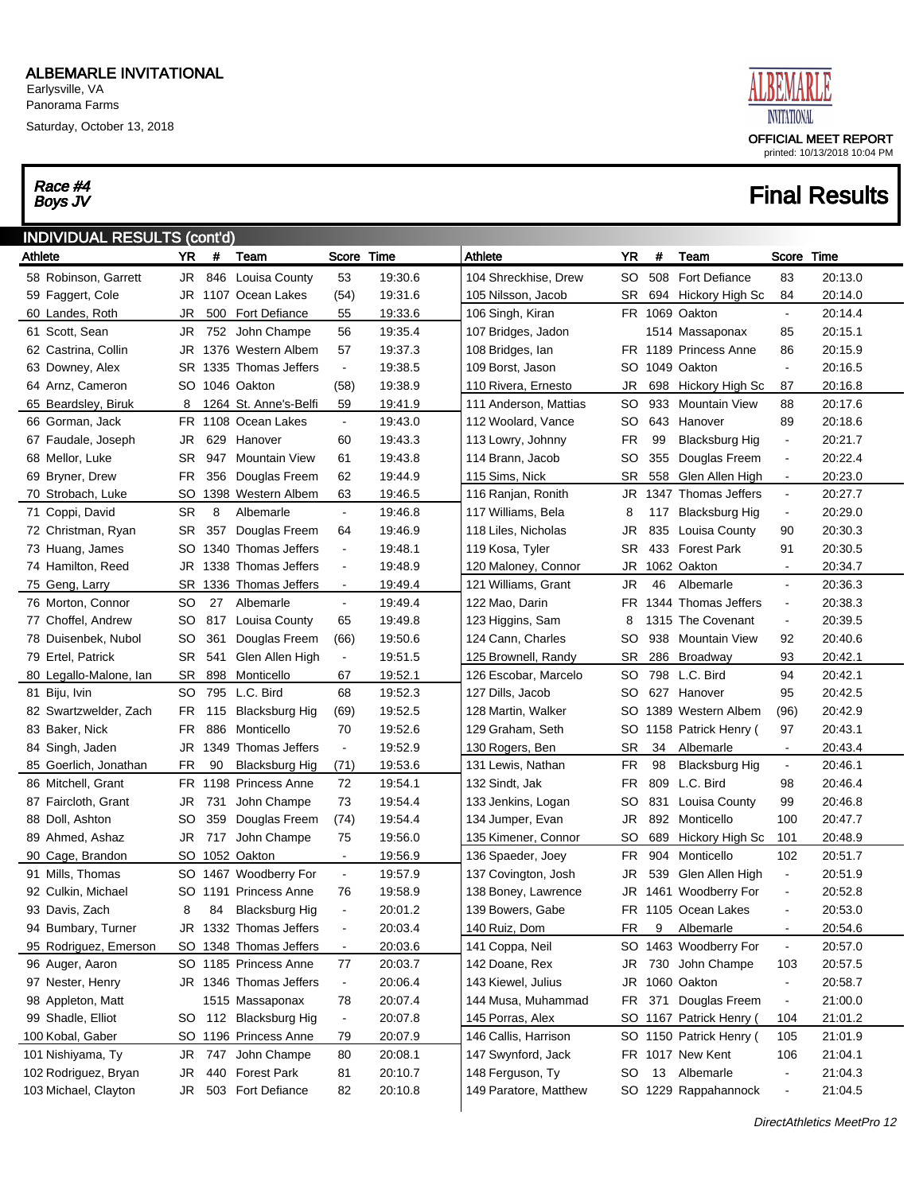# ALBEMARLE INVITATIONAL

Earlysville, VA
Panorama Farms
Saturday, October 13, 2018

OFFICIAL MEET REPORT
printed: 10/13/2018 10:04 PM

*Race #4*
*Boys JV*

## Final Results

### INDIVIDUAL RESULTS (cont'd)

| Athlete | YR | # | Team | Score | Time |
|---|---|---|---|---|---|
| 58 Robinson, Garrett | JR | 846 | Louisa County | 53 | 19:30.6 |
| 59 Faggert, Cole | JR | 1107 | Ocean Lakes | (54) | 19:31.6 |
| 60 Landes, Roth | JR | 500 | Fort Defiance | 55 | 19:33.6 |
| 61 Scott, Sean | JR | 752 | John Champe | 56 | 19:35.4 |
| 62 Castrina, Collin | JR | 1376 | Western Albem | 57 | 19:37.3 |
| 63 Downey, Alex | SR | 1335 | Thomas Jeffers | - | 19:38.5 |
| 64 Arnz, Cameron | SO | 1046 | Oakton | (58) | 19:38.9 |
| 65 Beardsley, Biruk | 8 | 1264 | St. Anne's-Belfi | 59 | 19:41.9 |
| 66 Gorman, Jack | FR | 1108 | Ocean Lakes | - | 19:43.0 |
| 67 Faudale, Joseph | JR | 629 | Hanover | 60 | 19:43.3 |
| 68 Mellor, Luke | SR | 947 | Mountain View | 61 | 19:43.8 |
| 69 Bryner, Drew | FR | 356 | Douglas Freem | 62 | 19:44.9 |
| 70 Strobach, Luke | SO | 1398 | Western Albem | 63 | 19:46.5 |
| 71 Coppi, David | SR | 8 | Albemarle | - | 19:46.8 |
| 72 Christman, Ryan | SR | 357 | Douglas Freem | 64 | 19:46.9 |
| 73 Huang, James | SO | 1340 | Thomas Jeffers | - | 19:48.1 |
| 74 Hamilton, Reed | JR | 1338 | Thomas Jeffers | - | 19:48.9 |
| 75 Geng, Larry | SR | 1336 | Thomas Jeffers | - | 19:49.4 |
| 76 Morton, Connor | SO | 27 | Albemarle | - | 19:49.4 |
| 77 Choffel, Andrew | SO | 817 | Louisa County | 65 | 19:49.8 |
| 78 Duisenbek, Nubol | SO | 361 | Douglas Freem | (66) | 19:50.6 |
| 79 Ertel, Patrick | SR | 541 | Glen Allen High | - | 19:51.5 |
| 80 Legallo-Malone, Ian | SR | 898 | Monticello | 67 | 19:52.1 |
| 81 Biju, Ivin | SO | 795 | L.C. Bird | 68 | 19:52.3 |
| 82 Swartzwelder, Zach | FR | 115 | Blacksburg Hig | (69) | 19:52.5 |
| 83 Baker, Nick | FR | 886 | Monticello | 70 | 19:52.6 |
| 84 Singh, Jaden | JR | 1349 | Thomas Jeffers | - | 19:52.9 |
| 85 Goerlich, Jonathan | FR | 90 | Blacksburg Hig | (71) | 19:53.6 |
| 86 Mitchell, Grant | FR | 1198 | Princess Anne | 72 | 19:54.1 |
| 87 Faircloth, Grant | JR | 731 | John Champe | 73 | 19:54.4 |
| 88 Doll, Ashton | SO | 359 | Douglas Freem | (74) | 19:54.4 |
| 89 Ahmed, Ashaz | JR | 717 | John Champe | 75 | 19:56.0 |
| 90 Cage, Brandon | SO | 1052 | Oakton | - | 19:56.9 |
| 91 Mills, Thomas | SO | 1467 | Woodberry For | - | 19:57.9 |
| 92 Culkin, Michael | SO | 1191 | Princess Anne | 76 | 19:58.9 |
| 93 Davis, Zach | 8 | 84 | Blacksburg Hig | - | 20:01.2 |
| 94 Bumbary, Turner | JR | 1332 | Thomas Jeffers | - | 20:03.4 |
| 95 Rodriguez, Emerson | SO | 1348 | Thomas Jeffers | - | 20:03.6 |
| 96 Auger, Aaron | SO | 1185 | Princess Anne | 77 | 20:03.7 |
| 97 Nester, Henry | JR | 1346 | Thomas Jeffers | - | 20:06.4 |
| 98 Appleton, Matt | | 1515 | Massaponax | 78 | 20:07.4 |
| 99 Shadle, Elliot | SO | 112 | Blacksburg Hig | - | 20:07.8 |
| 100 Kobal, Gaber | SO | 1196 | Princess Anne | 79 | 20:07.9 |
| 101 Nishiyama, Ty | JR | 747 | John Champe | 80 | 20:08.1 |
| 102 Rodriguez, Bryan | JR | 440 | Forest Park | 81 | 20:10.7 |
| 103 Michael, Clayton | JR | 503 | Fort Defiance | 82 | 20:10.8 |
| 104 Shreckhise, Drew | SO | 508 | Fort Defiance | 83 | 20:13.0 |
| 105 Nilsson, Jacob | SR | 694 | Hickory High Sc | 84 | 20:14.0 |
| 106 Singh, Kiran | FR | 1069 | Oakton | - | 20:14.4 |
| 107 Bridges, Jadon | | 1514 | Massaponax | 85 | 20:15.1 |
| 108 Bridges, Ian | FR | 1189 | Princess Anne | 86 | 20:15.9 |
| 109 Borst, Jason | SO | 1049 | Oakton | - | 20:16.5 |
| 110 Rivera, Ernesto | JR | 698 | Hickory High Sc | 87 | 20:16.8 |
| 111 Anderson, Mattias | SO | 933 | Mountain View | 88 | 20:17.6 |
| 112 Woolard, Vance | SO | 643 | Hanover | 89 | 20:18.6 |
| 113 Lowry, Johnny | FR | 99 | Blacksburg Hig | - | 20:21.7 |
| 114 Brann, Jacob | SO | 355 | Douglas Freem | - | 20:22.4 |
| 115 Sims, Nick | SR | 558 | Glen Allen High | - | 20:23.0 |
| 116 Ranjan, Ronith | JR | 1347 | Thomas Jeffers | - | 20:27.7 |
| 117 Williams, Bela | 8 | 117 | Blacksburg Hig | - | 20:29.0 |
| 118 Liles, Nicholas | JR | 835 | Louisa County | 90 | 20:30.3 |
| 119 Kosa, Tyler | SR | 433 | Forest Park | 91 | 20:30.5 |
| 120 Maloney, Connor | JR | 1062 | Oakton | - | 20:34.7 |
| 121 Williams, Grant | JR | 46 | Albemarle | - | 20:36.3 |
| 122 Mao, Darin | FR | 1344 | Thomas Jeffers | - | 20:38.3 |
| 123 Higgins, Sam | 8 | 1315 | The Covenant | - | 20:39.5 |
| 124 Cann, Charles | SO | 938 | Mountain View | 92 | 20:40.6 |
| 125 Brownell, Randy | SR | 286 | Broadway | 93 | 20:42.1 |
| 126 Escobar, Marcelo | SO | 798 | L.C. Bird | 94 | 20:42.1 |
| 127 Dills, Jacob | SO | 627 | Hanover | 95 | 20:42.5 |
| 128 Martin, Walker | SO | 1389 | Western Albem | (96) | 20:42.9 |
| 129 Graham, Seth | SO | 1158 | Patrick Henry ( | 97 | 20:43.1 |
| 130 Rogers, Ben | SR | 34 | Albemarle | - | 20:43.4 |
| 131 Lewis, Nathan | FR | 98 | Blacksburg Hig | - | 20:46.1 |
| 132 Sindt, Jak | FR | 809 | L.C. Bird | 98 | 20:46.4 |
| 133 Jenkins, Logan | SO | 831 | Louisa County | 99 | 20:46.8 |
| 134 Jumper, Evan | JR | 892 | Monticello | 100 | 20:47.7 |
| 135 Kimener, Connor | SO | 689 | Hickory High Sc | 101 | 20:48.9 |
| 136 Spaeder, Joey | FR | 904 | Monticello | 102 | 20:51.7 |
| 137 Covington, Josh | JR | 539 | Glen Allen High | - | 20:51.9 |
| 138 Boney, Lawrence | JR | 1461 | Woodberry For | - | 20:52.8 |
| 139 Bowers, Gabe | FR | 1105 | Ocean Lakes | - | 20:53.0 |
| 140 Ruiz, Dom | FR | 9 | Albemarle | - | 20:54.6 |
| 141 Coppa, Neil | SO | 1463 | Woodberry For | - | 20:57.0 |
| 142 Doane, Rex | JR | 730 | John Champe | 103 | 20:57.5 |
| 143 Kiewel, Julius | JR | 1060 | Oakton | - | 20:58.7 |
| 144 Musa, Muhammad | FR | 371 | Douglas Freem | - | 21:00.0 |
| 145 Porras, Alex | SO | 1167 | Patrick Henry ( | 104 | 21:01.2 |
| 146 Callis, Harrison | SO | 1150 | Patrick Henry ( | 105 | 21:01.9 |
| 147 Swynford, Jack | FR | 1017 | New Kent | 106 | 21:04.1 |
| 148 Ferguson, Ty | SO | 13 | Albemarle | - | 21:04.3 |
| 149 Paratore, Matthew | SO | 1229 | Rappahannock | - | 21:04.5 |

*DirectAthletics MeetPro 12*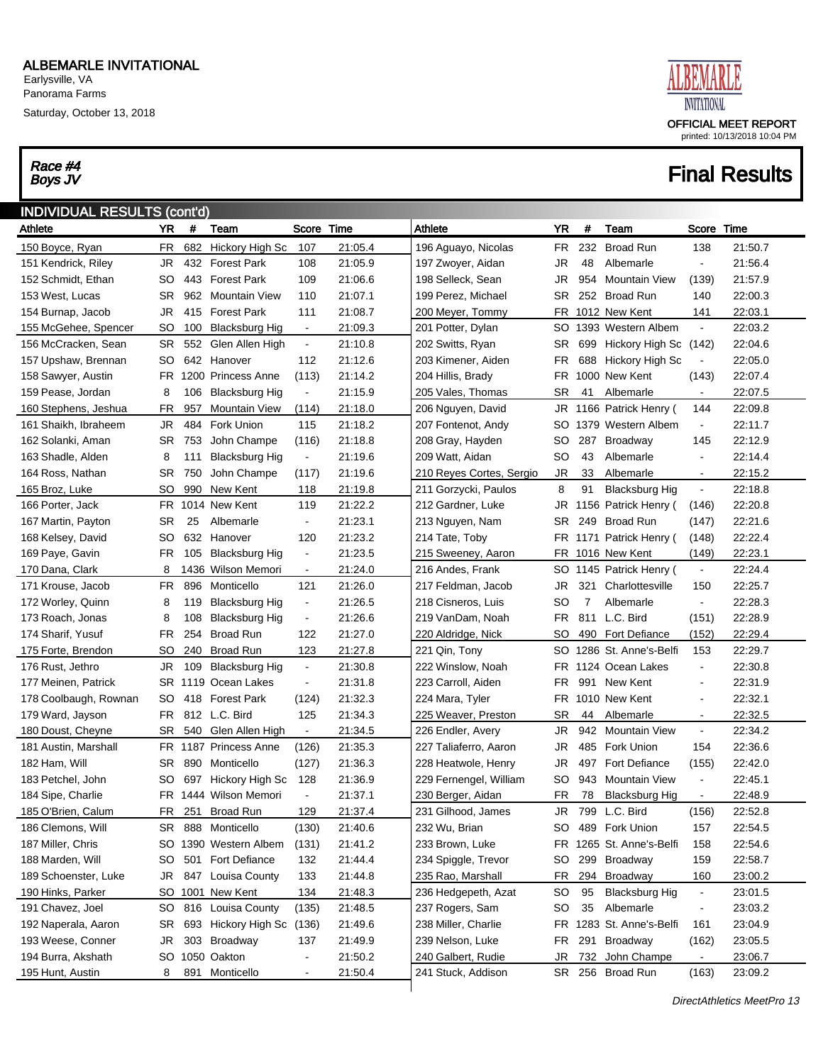# ALBEMARLE INVITATIONAL

Earlysville, VA
Panorama Farms
Saturday, October 13, 2018

OFFICIAL MEET REPORT
printed: 10/13/2018 10:04 PM

*Race #4*
*Boys JV*

## Final Results

### INDIVIDUAL RESULTS (cont'd)

| Athlete | YR | # | Team | Score | Time |
|---|---|---|---|---|---|
| 150 Boyce, Ryan | FR | 682 | Hickory High Sc | 107 | 21:05.4 |
| 151 Kendrick, Riley | JR | 432 | Forest Park | 108 | 21:05.9 |
| 152 Schmidt, Ethan | SO | 443 | Forest Park | 109 | 21:06.6 |
| 153 West, Lucas | SR | 962 | Mountain View | 110 | 21:07.1 |
| 154 Burnap, Jacob | JR | 415 | Forest Park | 111 | 21:08.7 |
| 155 McGehee, Spencer | SO | 100 | Blacksburg Hig | - | 21:09.3 |
| 156 McCracken, Sean | SR | 552 | Glen Allen High | - | 21:10.8 |
| 157 Upshaw, Brennan | SO | 642 | Hanover | 112 | 21:12.6 |
| 158 Sawyer, Austin | FR | 1200 | Princess Anne | (113) | 21:14.2 |
| 159 Pease, Jordan | 8 | 106 | Blacksburg Hig | - | 21:15.9 |
| 160 Stephens, Jeshua | FR | 957 | Mountain View | (114) | 21:18.0 |
| 161 Shaikh, Ibraheem | JR | 484 | Fork Union | 115 | 21:18.2 |
| 162 Solanki, Aman | SR | 753 | John Champe | (116) | 21:18.8 |
| 163 Shadle, Alden | 8 | 111 | Blacksburg Hig | - | 21:19.6 |
| 164 Ross, Nathan | SR | 750 | John Champe | (117) | 21:19.6 |
| 165 Broz, Luke | SO | 990 | New Kent | 118 | 21:19.8 |
| 166 Porter, Jack | FR | 1014 | New Kent | 119 | 21:22.2 |
| 167 Martin, Payton | SR | 25 | Albemarle | - | 21:23.1 |
| 168 Kelsey, David | SO | 632 | Hanover | 120 | 21:23.2 |
| 169 Paye, Gavin | FR | 105 | Blacksburg Hig | - | 21:23.5 |
| 170 Dana, Clark | 8 | 1436 | Wilson Memori | - | 21:24.0 |
| 171 Krouse, Jacob | FR | 896 | Monticello | 121 | 21:26.0 |
| 172 Worley, Quinn | 8 | 119 | Blacksburg Hig | - | 21:26.5 |
| 173 Roach, Jonas | 8 | 108 | Blacksburg Hig | - | 21:26.6 |
| 174 Sharif, Yusuf | FR | 254 | Broad Run | 122 | 21:27.0 |
| 175 Forte, Brendon | SO | 240 | Broad Run | 123 | 21:27.8 |
| 176 Rust, Jethro | JR | 109 | Blacksburg Hig | - | 21:30.8 |
| 177 Meinen, Patrick | SR | 1119 | Ocean Lakes | - | 21:31.8 |
| 178 Coolbaugh, Rownan | SO | 418 | Forest Park | (124) | 21:32.3 |
| 179 Ward, Jayson | FR | 812 | L.C. Bird | 125 | 21:34.3 |
| 180 Doust, Cheyne | SR | 540 | Glen Allen High | - | 21:34.5 |
| 181 Austin, Marshall | FR | 1187 | Princess Anne | (126) | 21:35.3 |
| 182 Ham, Will | SR | 890 | Monticello | (127) | 21:36.3 |
| 183 Petchel, John | SO | 697 | Hickory High Sc | 128 | 21:36.9 |
| 184 Sipe, Charlie | FR | 1444 | Wilson Memori | - | 21:37.1 |
| 185 O'Brien, Calum | FR | 251 | Broad Run | 129 | 21:37.4 |
| 186 Clemons, Will | SR | 888 | Monticello | (130) | 21:40.6 |
| 187 Miller, Chris | SO | 1390 | Western Albem | (131) | 21:41.2 |
| 188 Marden, Will | SO | 501 | Fort Defiance | 132 | 21:44.4 |
| 189 Schoenster, Luke | JR | 847 | Louisa County | 133 | 21:44.8 |
| 190 Hinks, Parker | SO | 1001 | New Kent | 134 | 21:48.3 |
| 191 Chavez, Joel | SO | 816 | Louisa County | (135) | 21:48.5 |
| 192 Naperala, Aaron | SR | 693 | Hickory High Sc | (136) | 21:49.6 |
| 193 Weese, Conner | JR | 303 | Broadway | 137 | 21:49.9 |
| 194 Burra, Akshath | SO | 1050 | Oakton | - | 21:50.2 |
| 195 Hunt, Austin | 8 | 891 | Monticello | - | 21:50.4 |
| 196 Aguayo, Nicolas | FR | 232 | Broad Run | 138 | 21:50.7 |
| 197 Zwoyer, Aidan | JR | 48 | Albemarle | - | 21:56.4 |
| 198 Selleck, Sean | JR | 954 | Mountain View | (139) | 21:57.9 |
| 199 Perez, Michael | SR | 252 | Broad Run | 140 | 22:00.3 |
| 200 Meyer, Tommy | FR | 1012 | New Kent | 141 | 22:03.1 |
| 201 Potter, Dylan | SO | 1393 | Western Albem | - | 22:03.2 |
| 202 Switts, Ryan | SR | 699 | Hickory High Sc | (142) | 22:04.6 |
| 203 Kimener, Aiden | FR | 688 | Hickory High Sc | - | 22:05.0 |
| 204 Hillis, Brady | FR | 1000 | New Kent | (143) | 22:07.4 |
| 205 Vales, Thomas | SR | 41 | Albemarle | - | 22:07.5 |
| 206 Nguyen, David | JR | 1166 | Patrick Henry ( | 144 | 22:09.8 |
| 207 Fontenot, Andy | SO | 1379 | Western Albem | - | 22:11.7 |
| 208 Gray, Hayden | SO | 287 | Broadway | 145 | 22:12.9 |
| 209 Watt, Aidan | SO | 43 | Albemarle | - | 22:14.4 |
| 210 Reyes Cortes, Sergio | JR | 33 | Albemarle | - | 22:15.2 |
| 211 Gorzycki, Paulos | 8 | 91 | Blacksburg Hig | - | 22:18.8 |
| 212 Gardner, Luke | JR | 1156 | Patrick Henry ( | (146) | 22:20.8 |
| 213 Nguyen, Nam | SR | 249 | Broad Run | (147) | 22:21.6 |
| 214 Tate, Toby | FR | 1171 | Patrick Henry ( | (148) | 22:22.4 |
| 215 Sweeney, Aaron | FR | 1016 | New Kent | (149) | 22:23.1 |
| 216 Andes, Frank | SO | 1145 | Patrick Henry ( | - | 22:24.4 |
| 217 Feldman, Jacob | JR | 321 | Charlottesville | 150 | 22:25.7 |
| 218 Cisneros, Luis | SO | 7 | Albemarle | - | 22:28.3 |
| 219 VanDam, Noah | FR | 811 | L.C. Bird | (151) | 22:28.9 |
| 220 Aldridge, Nick | SO | 490 | Fort Defiance | (152) | 22:29.4 |
| 221 Qin, Tony | SO | 1286 | St. Anne's-Belfi | 153 | 22:29.7 |
| 222 Winslow, Noah | FR | 1124 | Ocean Lakes | - | 22:30.8 |
| 223 Carroll, Aiden | FR | 991 | New Kent | - | 22:31.9 |
| 224 Mara, Tyler | FR | 1010 | New Kent | - | 22:32.1 |
| 225 Weaver, Preston | SR | 44 | Albemarle | - | 22:32.5 |
| 226 Endler, Avery | JR | 942 | Mountain View | - | 22:34.2 |
| 227 Taliaferro, Aaron | JR | 485 | Fork Union | 154 | 22:36.6 |
| 228 Heatwole, Henry | JR | 497 | Fort Defiance | (155) | 22:42.0 |
| 229 Fernengel, William | SO | 943 | Mountain View | - | 22:45.1 |
| 230 Berger, Aidan | FR | 78 | Blacksburg Hig | - | 22:48.9 |
| 231 Gilhood, James | JR | 799 | L.C. Bird | (156) | 22:52.8 |
| 232 Wu, Brian | SO | 489 | Fork Union | 157 | 22:54.5 |
| 233 Brown, Luke | FR | 1265 | St. Anne's-Belfi | 158 | 22:54.6 |
| 234 Spiggle, Trevor | SO | 299 | Broadway | 159 | 22:58.7 |
| 235 Rao, Marshall | FR | 294 | Broadway | 160 | 23:00.2 |
| 236 Hedgepeth, Azat | SO | 95 | Blacksburg Hig | - | 23:01.5 |
| 237 Rogers, Sam | SO | 35 | Albemarle | - | 23:03.2 |
| 238 Miller, Charlie | FR | 1283 | St. Anne's-Belfi | 161 | 23:04.9 |
| 239 Nelson, Luke | FR | 291 | Broadway | (162) | 23:05.5 |
| 240 Galbert, Rudie | JR | 732 | John Champe | - | 23:06.7 |
| 241 Stuck, Addison | SR | 256 | Broad Run | (163) | 23:09.2 |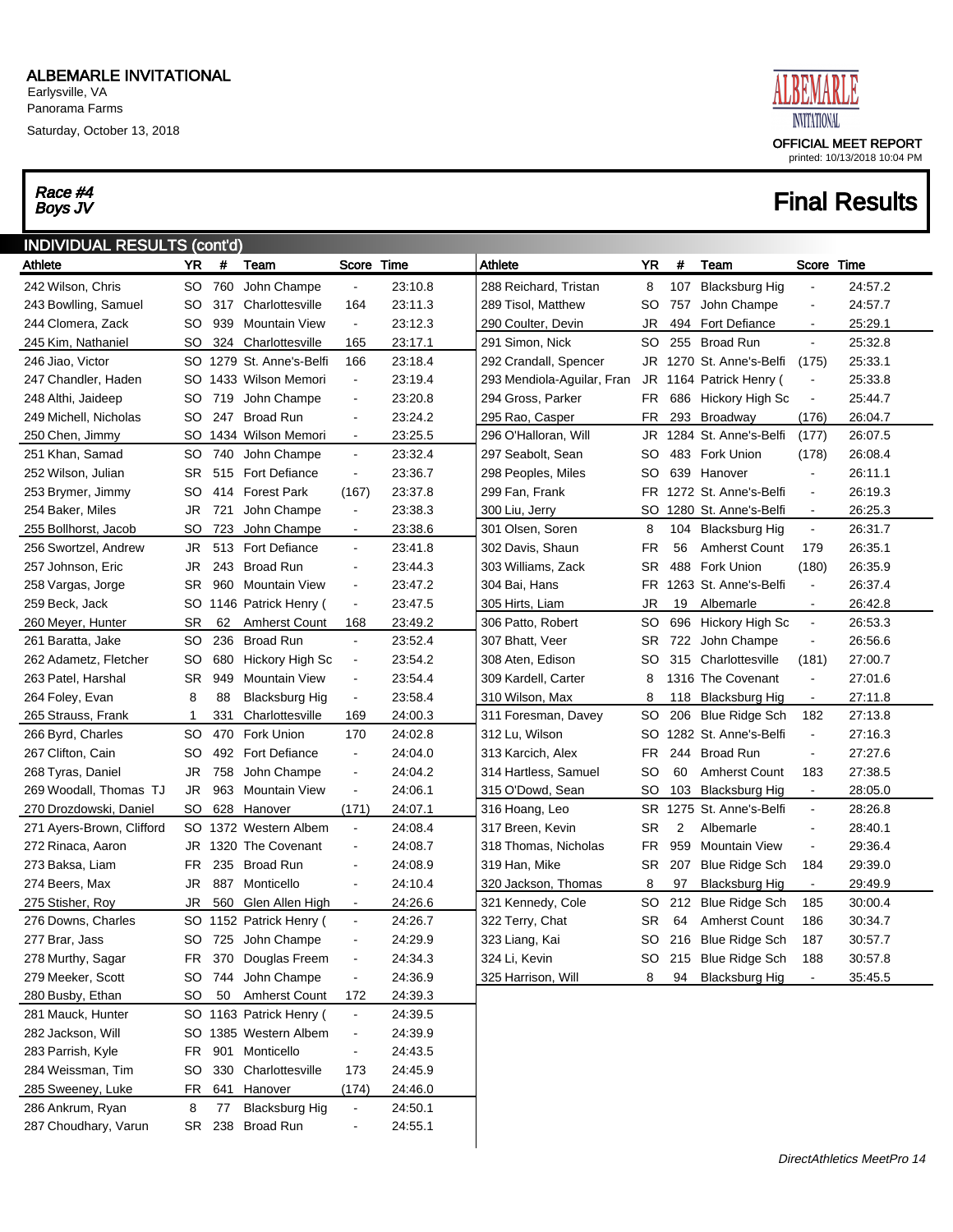# ALBEMARLE INVITATIONAL

Earlysville, VA
Panorama Farms
Saturday, October 13, 2018

OFFICIAL MEET REPORT
printed: 10/13/2018 10:04 PM

*Race #4*
*Boys JV*

## Final Results

### INDIVIDUAL RESULTS (cont'd)

| Athlete | YR | # | Team | Score | Time |
|---|---|---|---|---|---|
| 242 Wilson, Chris | SO | 760 | John Champe | - | 23:10.8 |
| 243 Bowlling, Samuel | SO | 317 | Charlottesville | 164 | 23:11.3 |
| 244 Clomera, Zack | SO | 939 | Mountain View | - | 23:12.3 |
| 245 Kim, Nathaniel | SO | 324 | Charlottesville | 165 | 23:17.1 |
| 246 Jiao, Victor | SO | 1279 | St. Anne's-Belfi | 166 | 23:18.4 |
| 247 Chandler, Haden | SO | 1433 | Wilson Memori | - | 23:19.4 |
| 248 Althi, Jaideep | SO | 719 | John Champe | - | 23:20.8 |
| 249 Michell, Nicholas | SO | 247 | Broad Run | - | 23:24.2 |
| 250 Chen, Jimmy | SO | 1434 | Wilson Memori | - | 23:25.5 |
| 251 Khan, Samad | SO | 740 | John Champe | - | 23:32.4 |
| 252 Wilson, Julian | SR | 515 | Fort Defiance | - | 23:36.7 |
| 253 Brymer, Jimmy | SO | 414 | Forest Park | (167) | 23:37.8 |
| 254 Baker, Miles | JR | 721 | John Champe | - | 23:38.3 |
| 255 Bollhorst, Jacob | SO | 723 | John Champe | - | 23:38.6 |
| 256 Swortzel, Andrew | JR | 513 | Fort Defiance | - | 23:41.8 |
| 257 Johnson, Eric | JR | 243 | Broad Run | - | 23:44.3 |
| 258 Vargas, Jorge | SR | 960 | Mountain View | - | 23:47.2 |
| 259 Beck, Jack | SO | 1146 | Patrick Henry ( | - | 23:47.5 |
| 260 Meyer, Hunter | SR | 62 | Amherst Count | 168 | 23:49.2 |
| 261 Baratta, Jake | SO | 236 | Broad Run | - | 23:52.4 |
| 262 Adametz, Fletcher | SO | 680 | Hickory High Sc | - | 23:54.2 |
| 263 Patel, Harshal | SR | 949 | Mountain View | - | 23:54.4 |
| 264 Foley, Evan | 8 | 88 | Blacksburg Hig | - | 23:58.4 |
| 265 Strauss, Frank | 1 | 331 | Charlottesville | 169 | 24:00.3 |
| 266 Byrd, Charles | SO | 470 | Fork Union | 170 | 24:02.8 |
| 267 Clifton, Cain | SO | 492 | Fort Defiance | - | 24:04.0 |
| 268 Tyras, Daniel | JR | 758 | John Champe | - | 24:04.2 |
| 269 Woodall, Thomas TJ | JR | 963 | Mountain View | - | 24:06.1 |
| 270 Drozdowski, Daniel | SO | 628 | Hanover | (171) | 24:07.1 |
| 271 Ayers-Brown, Clifford | SO | 1372 | Western Albem | - | 24:08.4 |
| 272 Rinaca, Aaron | JR | 1320 | The Covenant | - | 24:08.7 |
| 273 Baksa, Liam | FR | 235 | Broad Run | - | 24:08.9 |
| 274 Beers, Max | JR | 887 | Monticello | - | 24:10.4 |
| 275 Stisher, Roy | JR | 560 | Glen Allen High | - | 24:26.6 |
| 276 Downs, Charles | SO | 1152 | Patrick Henry ( | - | 24:26.7 |
| 277 Brar, Jass | SO | 725 | John Champe | - | 24:29.9 |
| 278 Murthy, Sagar | FR | 370 | Douglas Freem | - | 24:34.3 |
| 279 Meeker, Scott | SO | 744 | John Champe | - | 24:36.9 |
| 280 Busby, Ethan | SO | 50 | Amherst Count | 172 | 24:39.3 |
| 281 Mauck, Hunter | SO | 1163 | Patrick Henry ( | - | 24:39.5 |
| 282 Jackson, Will | SO | 1385 | Western Albem | - | 24:39.9 |
| 283 Parrish, Kyle | FR | 901 | Monticello | - | 24:43.5 |
| 284 Weissman, Tim | SO | 330 | Charlottesville | 173 | 24:45.9 |
| 285 Sweeney, Luke | FR | 641 | Hanover | (174) | 24:46.0 |
| 286 Ankrum, Ryan | 8 | 77 | Blacksburg Hig | - | 24:50.1 |
| 287 Choudhary, Varun | SR | 238 | Broad Run | - | 24:55.1 |
| 288 Reichard, Tristan | 8 | 107 | Blacksburg Hig | - | 24:57.2 |
| 289 Tisol, Matthew | SO | 757 | John Champe | - | 24:57.7 |
| 290 Coulter, Devin | JR | 494 | Fort Defiance | - | 25:29.1 |
| 291 Simon, Nick | SO | 255 | Broad Run | - | 25:32.8 |
| 292 Crandall, Spencer | JR | 1270 | St. Anne's-Belfi | (175) | 25:33.1 |
| 293 Mendiola-Aguilar, Fran | JR | 1164 | Patrick Henry ( | - | 25:33.8 |
| 294 Gross, Parker | FR | 686 | Hickory High Sc | - | 25:44.7 |
| 295 Rao, Casper | FR | 293 | Broadway | (176) | 26:04.7 |
| 296 O'Halloran, Will | JR | 1284 | St. Anne's-Belfi | (177) | 26:07.5 |
| 297 Seabolt, Sean | SO | 483 | Fork Union | (178) | 26:08.4 |
| 298 Peoples, Miles | SO | 639 | Hanover | - | 26:11.1 |
| 299 Fan, Frank | FR | 1272 | St. Anne's-Belfi | - | 26:19.3 |
| 300 Liu, Jerry | SO | 1280 | St. Anne's-Belfi | - | 26:25.3 |
| 301 Olsen, Soren | 8 | 104 | Blacksburg Hig | - | 26:31.7 |
| 302 Davis, Shaun | FR | 56 | Amherst Count | 179 | 26:35.1 |
| 303 Williams, Zack | SR | 488 | Fork Union | (180) | 26:35.9 |
| 304 Bai, Hans | FR | 1263 | St. Anne's-Belfi | - | 26:37.4 |
| 305 Hirts, Liam | JR | 19 | Albemarle | - | 26:42.8 |
| 306 Patto, Robert | SO | 696 | Hickory High Sc | - | 26:53.3 |
| 307 Bhatt, Veer | SR | 722 | John Champe | - | 26:56.6 |
| 308 Aten, Edison | SO | 315 | Charlottesville | (181) | 27:00.7 |
| 309 Kardell, Carter | 8 | 1316 | The Covenant | - | 27:01.6 |
| 310 Wilson, Max | 8 | 118 | Blacksburg Hig | - | 27:11.8 |
| 311 Foresman, Davey | SO | 206 | Blue Ridge Sch | 182 | 27:13.8 |
| 312 Lu, Wilson | SO | 1282 | St. Anne's-Belfi | - | 27:16.3 |
| 313 Karcich, Alex | FR | 244 | Broad Run | - | 27:27.6 |
| 314 Hartless, Samuel | SO | 60 | Amherst Count | 183 | 27:38.5 |
| 315 O'Dowd, Sean | SO | 103 | Blacksburg Hig | - | 28:05.0 |
| 316 Hoang, Leo | SR | 1275 | St. Anne's-Belfi | - | 28:26.8 |
| 317 Breen, Kevin | SR | 2 | Albemarle | - | 28:40.1 |
| 318 Thomas, Nicholas | FR | 959 | Mountain View | - | 29:36.4 |
| 319 Han, Mike | SR | 207 | Blue Ridge Sch | 184 | 29:39.0 |
| 320 Jackson, Thomas | 8 | 97 | Blacksburg Hig | - | 29:49.9 |
| 321 Kennedy, Cole | SO | 212 | Blue Ridge Sch | 185 | 30:00.4 |
| 322 Terry, Chat | SR | 64 | Amherst Count | 186 | 30:34.7 |
| 323 Liang, Kai | SO | 216 | Blue Ridge Sch | 187 | 30:57.7 |
| 324 Li, Kevin | SO | 215 | Blue Ridge Sch | 188 | 30:57.8 |
| 325 Harrison, Will | 8 | 94 | Blacksburg Hig | - | 35:45.5 |

*DirectAthletics MeetPro 14*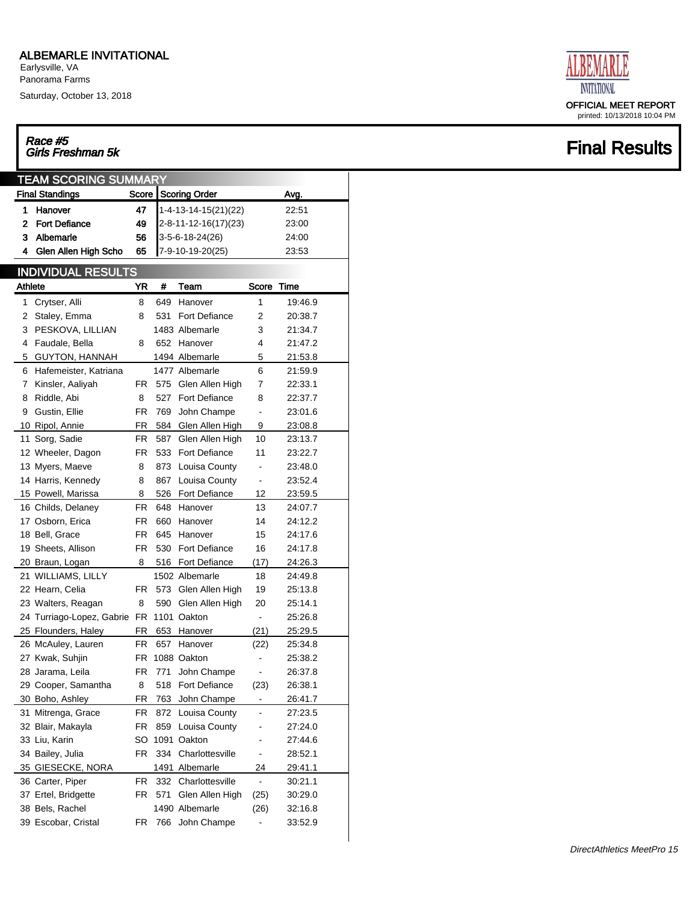# ALBEMARLE INVITATIONAL

Earlysville, VA
Panorama Farms
Saturday, October 13, 2018

OFFICIAL MEET REPORT
printed: 10/13/2018 10:04 PM

## *Race #5*
## *Girls Freshman 5k*

## Final Results

### TEAM SCORING SUMMARY

| | Final Standings | Score | Scoring Order | Avg. |
|---|---|---|---|---|
| 1 | Hanover | 47 | 1-4-13-14-15(21)(22) | 22:51 |
| 2 | Fort Defiance | 49 | 2-8-11-12-16(17)(23) | 23:00 |
| 3 | Albemarle | 56 | 3-5-6-18-24(26) | 24:00 |
| 4 | Glen Allen High Scho | 65 | 7-9-10-19-20(25) | 23:53 |

### INDIVIDUAL RESULTS

| | Athlete | YR | # | Team | Score | Time |
|---|---|---|---|---|---|---|
| 1 | Crytser, Alli | 8 | 649 | Hanover | 1 | 19:46.9 |
| 2 | Staley, Emma | 8 | 531 | Fort Defiance | 2 | 20:38.7 |
| 3 | PESKOVA, LILLIAN | | 1483 | Albemarle | 3 | 21:34.7 |
| 4 | Faudale, Bella | 8 | 652 | Hanover | 4 | 21:47.2 |
| 5 | GUYTON, HANNAH | | 1494 | Albemarle | 5 | 21:53.8 |
| 6 | Hafemeister, Katriana | | 1477 | Albemarle | 6 | 21:59.9 |
| 7 | Kinsler, Aaliyah | FR | 575 | Glen Allen High | 7 | 22:33.1 |
| 8 | Riddle, Abi | 8 | 527 | Fort Defiance | 8 | 22:37.7 |
| 9 | Gustin, Ellie | FR | 769 | John Champe | - | 23:01.6 |
| 10 | Ripol, Annie | FR | 584 | Glen Allen High | 9 | 23:08.8 |
| 11 | Sorg, Sadie | FR | 587 | Glen Allen High | 10 | 23:13.7 |
| 12 | Wheeler, Dagon | FR | 533 | Fort Defiance | 11 | 23:22.7 |
| 13 | Myers, Maeve | 8 | 873 | Louisa County | - | 23:48.0 |
| 14 | Harris, Kennedy | 8 | 867 | Louisa County | - | 23:52.4 |
| 15 | Powell, Marissa | 8 | 526 | Fort Defiance | 12 | 23:59.5 |
| 16 | Childs, Delaney | FR | 648 | Hanover | 13 | 24:07.7 |
| 17 | Osborn, Erica | FR | 660 | Hanover | 14 | 24:12.2 |
| 18 | Bell, Grace | FR | 645 | Hanover | 15 | 24:17.6 |
| 19 | Sheets, Allison | FR | 530 | Fort Defiance | 16 | 24:17.8 |
| 20 | Braun, Logan | 8 | 516 | Fort Defiance | (17) | 24:26.3 |
| 21 | WILLIAMS, LILLY | | 1502 | Albemarle | 18 | 24:49.8 |
| 22 | Hearn, Celia | FR | 573 | Glen Allen High | 19 | 25:13.8 |
| 23 | Walters, Reagan | 8 | 590 | Glen Allen High | 20 | 25:14.1 |
| 24 | Turriago-Lopez, Gabrie | FR | 1101 | Oakton | - | 25:26.8 |
| 25 | Flounders, Haley | FR | 653 | Hanover | (21) | 25:29.5 |
| 26 | McAuley, Lauren | FR | 657 | Hanover | (22) | 25:34.8 |
| 27 | Kwak, Suhjin | FR | 1088 | Oakton | - | 25:38.2 |
| 28 | Jarama, Leila | FR | 771 | John Champe | - | 26:37.8 |
| 29 | Cooper, Samantha | 8 | 518 | Fort Defiance | (23) | 26:38.1 |
| 30 | Boho, Ashley | FR | 763 | John Champe | - | 26:41.7 |
| 31 | Mitrenga, Grace | FR | 872 | Louisa County | - | 27:23.5 |
| 32 | Blair, Makayla | FR | 859 | Louisa County | - | 27:24.0 |
| 33 | Liu, Karin | SO | 1091 | Oakton | - | 27:44.6 |
| 34 | Bailey, Julia | FR | 334 | Charlottesville | - | 28:52.1 |
| 35 | GIESECKE, NORA | | 1491 | Albemarle | 24 | 29:41.1 |
| 36 | Carter, Piper | FR | 332 | Charlottesville | - | 30:21.1 |
| 37 | Ertel, Bridgette | FR | 571 | Glen Allen High | (25) | 30:29.0 |
| 38 | Bels, Rachel | | 1490 | Albemarle | (26) | 32:16.8 |
| 39 | Escobar, Cristal | FR | 766 | John Champe | - | 33:52.9 |

*DirectAthletics MeetPro 15*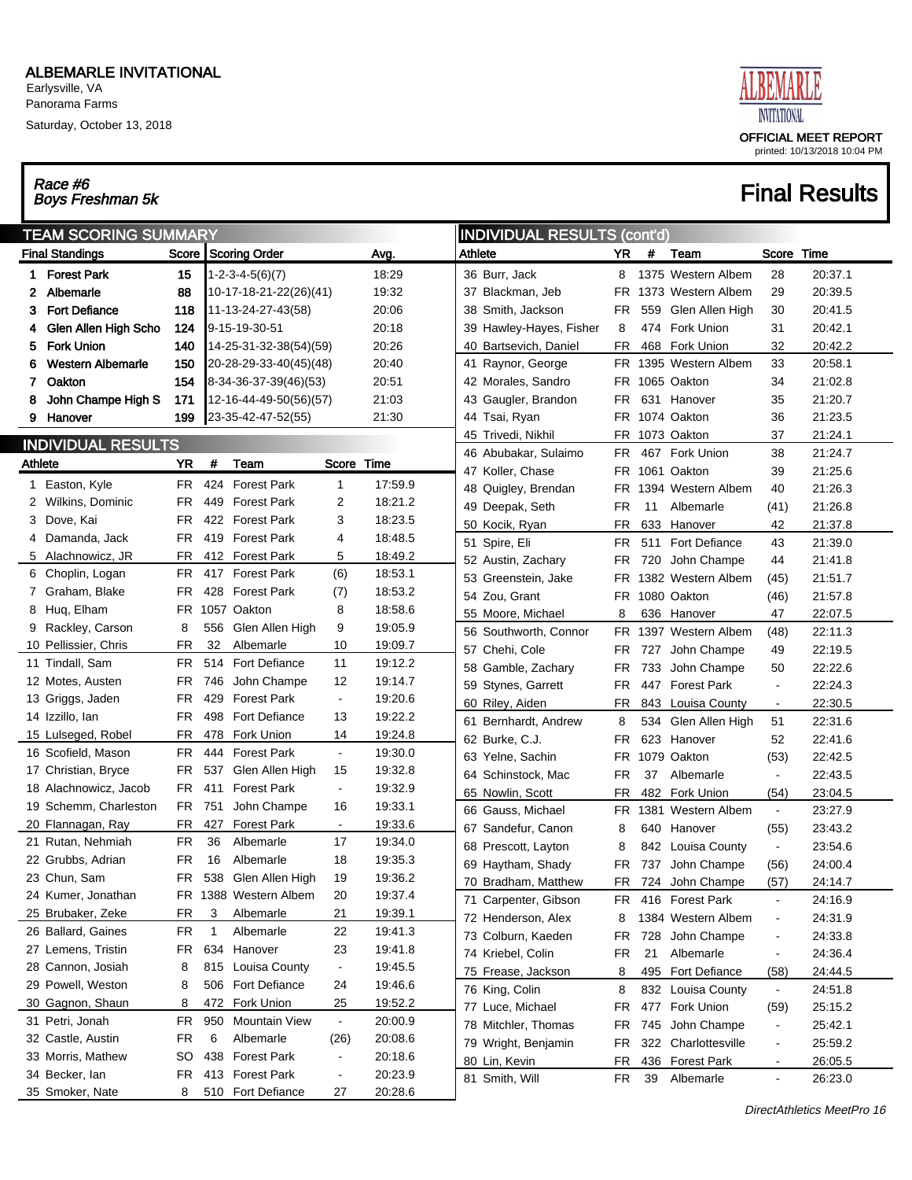# ALBEMARLE INVITATIONAL

Earlysville, VA
Panorama Farms
Saturday, October 13, 2018

ALBEMARLE INVITATIONAL

OFFICIAL MEET REPORT
printed: 10/13/2018 10:04 PM

## *Race #6* *Boys Freshman 5k*

## Final Results

### TEAM SCORING SUMMARY

| Final Standings | | Score | Scoring Order | Avg. |
|---|---|---|---|---|
| 1 | **Forest Park** | **15** | 1-2-3-4-5(6)(7) | 18:29 |
| 2 | **Albemarle** | **88** | 10-17-18-21-22(26)(41) | 19:32 |
| 3 | **Fort Defiance** | **118** | 11-13-24-27-43(58) | 20:06 |
| 4 | **Glen Allen High Scho** | **124** | 9-15-19-30-51 | 20:18 |
| 5 | **Fork Union** | **140** | 14-25-31-32-38(54)(59) | 20:26 |
| 6 | **Western Albemarle** | **150** | 20-28-29-33-40(45)(48) | 20:40 |
| 7 | **Oakton** | **154** | 8-34-36-37-39(46)(53) | 20:51 |
| 8 | **John Champe High S** | **171** | 12-16-44-49-50(56)(57) | 21:03 |
| 9 | **Hanover** | **199** | 23-35-42-47-52(55) | 21:30 |

### INDIVIDUAL RESULTS

| Athlete | | YR | # | Team | Score | Time |
|---|---|---|---|---|---|---|
| 1 | Easton, Kyle | FR | 424 | Forest Park | 1 | 17:59.9 |
| 2 | Wilkins, Dominic | FR | 449 | Forest Park | 2 | 18:21.2 |
| 3 | Dove, Kai | FR | 422 | Forest Park | 3 | 18:23.5 |
| 4 | Damanda, Jack | FR | 419 | Forest Park | 4 | 18:48.5 |
| 5 | Alachnowicz, JR | FR | 412 | Forest Park | 5 | 18:49.2 |
| 6 | Choplin, Logan | FR | 417 | Forest Park | (6) | 18:53.1 |
| 7 | Graham, Blake | FR | 428 | Forest Park | (7) | 18:53.2 |
| 8 | Huq, Elham | FR | 1057 | Oakton | 8 | 18:58.6 |
| 9 | Rackley, Carson | 8 | 556 | Glen Allen High | 9 | 19:05.9 |
| 10 | Pellissier, Chris | FR | 32 | Albemarle | 10 | 19:09.7 |
| 11 | Tindall, Sam | FR | 514 | Fort Defiance | 11 | 19:12.2 |
| 12 | Motes, Austen | FR | 746 | John Champe | 12 | 19:14.7 |
| 13 | Griggs, Jaden | FR | 429 | Forest Park | - | 19:20.6 |
| 14 | Izzillo, Ian | FR | 498 | Fort Defiance | 13 | 19:22.2 |
| 15 | Lulseged, Robel | FR | 478 | Fork Union | 14 | 19:24.8 |
| 16 | Scofield, Mason | FR | 444 | Forest Park | - | 19:30.0 |
| 17 | Christian, Bryce | FR | 537 | Glen Allen High | 15 | 19:32.8 |
| 18 | Alachnowicz, Jacob | FR | 411 | Forest Park | - | 19:32.9 |
| 19 | Schemm, Charleston | FR | 751 | John Champe | 16 | 19:33.1 |
| 20 | Flannagan, Ray | FR | 427 | Forest Park | - | 19:33.6 |
| 21 | Rutan, Nehmiah | FR | 36 | Albemarle | 17 | 19:34.0 |
| 22 | Grubbs, Adrian | FR | 16 | Albemarle | 18 | 19:35.3 |
| 23 | Chun, Sam | FR | 538 | Glen Allen High | 19 | 19:36.2 |
| 24 | Kumer, Jonathan | FR | 1388 | Western Albem | 20 | 19:37.4 |
| 25 | Brubaker, Zeke | FR | 3 | Albemarle | 21 | 19:39.1 |
| 26 | Ballard, Gaines | FR | 1 | Albemarle | 22 | 19:41.3 |
| 27 | Lemens, Tristin | FR | 634 | Hanover | 23 | 19:41.8 |
| 28 | Cannon, Josiah | 8 | 815 | Louisa County | - | 19:45.5 |
| 29 | Powell, Weston | 8 | 506 | Fort Defiance | 24 | 19:46.6 |
| 30 | Gagnon, Shaun | 8 | 472 | Fork Union | 25 | 19:52.2 |
| 31 | Petri, Jonah | FR | 950 | Mountain View | - | 20:00.9 |
| 32 | Castle, Austin | FR | 6 | Albemarle | (26) | 20:08.6 |
| 33 | Morris, Mathew | SO | 438 | Forest Park | - | 20:18.6 |
| 34 | Becker, Ian | FR | 413 | Forest Park | - | 20:23.9 |
| 35 | Smoker, Nate | 8 | 510 | Fort Defiance | 27 | 20:28.6 |
| 36 | Burr, Jack | 8 | 1375 | Western Albem | 28 | 20:37.1 |
| 37 | Blackman, Jeb | FR | 1373 | Western Albem | 29 | 20:39.5 |
| 38 | Smith, Jackson | FR | 559 | Glen Allen High | 30 | 20:41.5 |
| 39 | Hawley-Hayes, Fisher | 8 | 474 | Fork Union | 31 | 20:42.1 |
| 40 | Bartsevich, Daniel | FR | 468 | Fork Union | 32 | 20:42.2 |
| 41 | Raynor, George | FR | 1395 | Western Albem | 33 | 20:58.1 |
| 42 | Morales, Sandro | FR | 1065 | Oakton | 34 | 21:02.8 |
| 43 | Gaugler, Brandon | FR | 631 | Hanover | 35 | 21:20.7 |
| 44 | Tsai, Ryan | FR | 1074 | Oakton | 36 | 21:23.5 |
| 45 | Trivedi, Nikhil | FR | 1073 | Oakton | 37 | 21:24.1 |
| 46 | Abubakar, Sulaimo | FR | 467 | Fork Union | 38 | 21:24.7 |
| 47 | Koller, Chase | FR | 1061 | Oakton | 39 | 21:25.6 |
| 48 | Quigley, Brendan | FR | 1394 | Western Albem | 40 | 21:26.3 |
| 49 | Deepak, Seth | FR | 11 | Albemarle | (41) | 21:26.8 |
| 50 | Kocik, Ryan | FR | 633 | Hanover | 42 | 21:37.8 |
| 51 | Spire, Eli | FR | 511 | Fort Defiance | 43 | 21:39.0 |
| 52 | Austin, Zachary | FR | 720 | John Champe | 44 | 21:41.8 |
| 53 | Greenstein, Jake | FR | 1382 | Western Albem | (45) | 21:51.7 |
| 54 | Zou, Grant | FR | 1080 | Oakton | (46) | 21:57.8 |
| 55 | Moore, Michael | 8 | 636 | Hanover | 47 | 22:07.5 |
| 56 | Southworth, Connor | FR | 1397 | Western Albem | (48) | 22:11.3 |
| 57 | Chehi, Cole | FR | 727 | John Champe | 49 | 22:19.5 |
| 58 | Gamble, Zachary | FR | 733 | John Champe | 50 | 22:22.6 |
| 59 | Stynes, Garrett | FR | 447 | Forest Park | - | 22:24.3 |
| 60 | Riley, Aiden | FR | 843 | Louisa County | - | 22:30.5 |
| 61 | Bernhardt, Andrew | 8 | 534 | Glen Allen High | 51 | 22:31.6 |
| 62 | Burke, C.J. | FR | 623 | Hanover | 52 | 22:41.6 |
| 63 | Yelne, Sachin | FR | 1079 | Oakton | (53) | 22:42.5 |
| 64 | Schinstock, Mac | FR | 37 | Albemarle | - | 22:43.5 |
| 65 | Nowlin, Scott | FR | 482 | Fork Union | (54) | 23:04.5 |
| 66 | Gauss, Michael | FR | 1381 | Western Albem | - | 23:27.9 |
| 67 | Sandefur, Canon | 8 | 640 | Hanover | (55) | 23:43.2 |
| 68 | Prescott, Layton | 8 | 842 | Louisa County | - | 23:54.6 |
| 69 | Haytham, Shady | FR | 737 | John Champe | (56) | 24:00.4 |
| 70 | Bradham, Matthew | FR | 724 | John Champe | (57) | 24:14.7 |
| 71 | Carpenter, Gibson | FR | 416 | Forest Park | - | 24:16.9 |
| 72 | Henderson, Alex | 8 | 1384 | Western Albem | - | 24:31.9 |
| 73 | Colburn, Kaeden | FR | 728 | John Champe | - | 24:33.8 |
| 74 | Kriebel, Colin | FR | 21 | Albemarle | - | 24:36.4 |
| 75 | Frease, Jackson | 8 | 495 | Fort Defiance | (58) | 24:44.5 |
| 76 | King, Colin | 8 | 832 | Louisa County | - | 24:51.8 |
| 77 | Luce, Michael | FR | 477 | Fork Union | (59) | 25:15.2 |
| 78 | Mitchler, Thomas | FR | 745 | John Champe | - | 25:42.1 |
| 79 | Wright, Benjamin | FR | 322 | Charlottesville | - | 25:59.2 |
| 80 | Lin, Kevin | FR | 436 | Forest Park | - | 26:05.5 |
| 81 | Smith, Will | FR | 39 | Albemarle | - | 26:23.0 |

*DirectAthletics MeetPro 16*